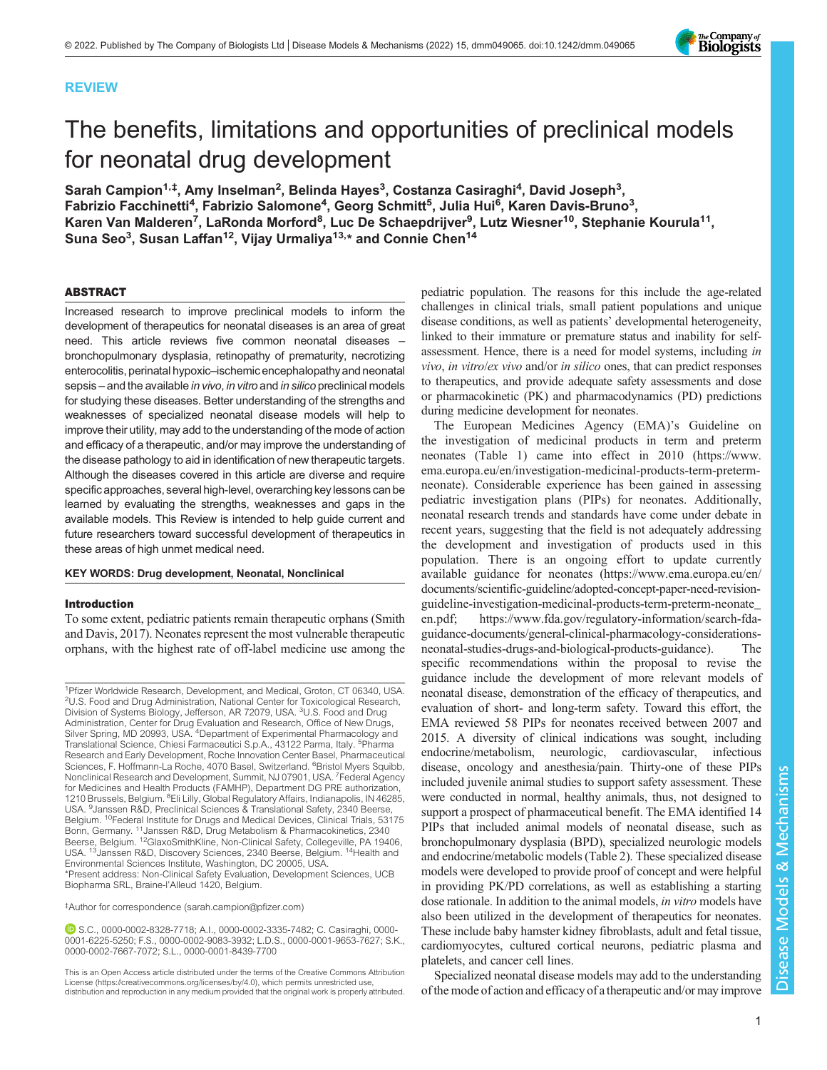REVIEW

# The benefits, limitations and opportunities of preclinical models for neonatal drug development

Sarah Campion[1,‡], Amy Inselman[2], Belinda Hayes[3], Costanza Casiraghi[4], David Joseph[3], Fabrizio Facchinetti[4], Fabrizio Salomone[4], Georg Schmitt[5], Julia Hui[6], Karen Davis-Bruno[3], Karen Van Malderen[7], LaRonda Morford[8], Luc De Schaepdrijver[9], Lutz Wiesner[10], Stephanie Kourula[11], Suna Seo[3], Susan Laffan[12], Vijay Urmaliya[13,*] and Connie Chen[14]

## ABSTRACT

Increased research to improve preclinical models to inform the development of therapeutics for neonatal diseases is an area of great need. This article reviews five common neonatal diseases – bronchopulmonary dysplasia, retinopathy of prematurity, necrotizing enterocolitis, perinatal hypoxic–ischemic encephalopathy and neonatal sepsis – and the available *in vivo*, *in vitro* and *in silico* preclinical models for studying these diseases. Better understanding of the strengths and weaknesses of specialized neonatal disease models will help to improve their utility, may add to the understanding of the mode of action and efficacy of a therapeutic, and/or may improve the understanding of the disease pathology to aid in identification of new therapeutic targets. Although the diseases covered in this article are diverse and require specific approaches, several high-level, overarching key lessons can be learned by evaluating the strengths, weaknesses and gaps in the available models. This Review is intended to help guide current and future researchers toward successful development of therapeutics in these areas of high unmet medical need.

**KEY WORDS: Drug development, Neonatal, Nonclinical**

## Introduction

To some extent, pediatric patients remain therapeutic orphans (Smith and Davis, 2017). Neonates represent the most vulnerable therapeutic orphans, with the highest rate of off-label medicine use among the pediatric population. The reasons for this include the age-related challenges in clinical trials, small patient populations and unique disease conditions, as well as patients' developmental heterogeneity, linked to their immature or premature status and inability for self-assessment. Hence, there is a need for model systems, including *in vivo*, *in vitro*/*ex vivo* and/or *in silico* ones, that can predict responses to therapeutics, and provide adequate safety assessments and dose or pharmacokinetic (PK) and pharmacodynamics (PD) predictions during medicine development for neonates.

The European Medicines Agency (EMA)'s Guideline on the investigation of medicinal products in term and preterm neonates (Table 1) came into effect in 2010 (https://www.ema.europa.eu/en/investigation-medicinal-products-term-preterm-neonate). Considerable experience has been gained in assessing pediatric investigation plans (PIPs) for neonates. Additionally, neonatal research trends and standards have come under debate in recent years, suggesting that the field is not adequately addressing the development and investigation of products used in this population. There is an ongoing effort to update currently available guidance for neonates (https://www.ema.europa.eu/en/documents/scientific-guideline/adopted-concept-paper-need-revision-guideline-investigation-medicinal-products-term-preterm-neonate_en.pdf; https://www.fda.gov/regulatory-information/search-fda-guidance-documents/general-clinical-pharmacology-considerations-neonatal-studies-drugs-and-biological-products-guidance). The specific recommendations within the proposal to revise the guidance include the development of more relevant models of neonatal disease, demonstration of the efficacy of therapeutics, and evaluation of short- and long-term safety. Toward this effort, the EMA reviewed 58 PIPs for neonates received between 2007 and 2015. A diversity of clinical indications was sought, including endocrine/metabolism, neurologic, cardiovascular, infectious disease, oncology and anesthesia/pain. Thirty-one of these PIPs included juvenile animal studies to support safety assessment. These were conducted in normal, healthy animals, thus, not designed to support a prospect of pharmaceutical benefit. The EMA identified 14 PIPs that included animal models of neonatal disease, such as bronchopulmonary dysplasia (BPD), specialized neurologic models and endocrine/metabolic models (Table 2). These specialized disease models were developed to provide proof of concept and were helpful in providing PK/PD correlations, as well as establishing a starting dose rationale. In addition to the animal models, *in vitro* models have also been utilized in the development of therapeutics for neonates. These include baby hamster kidney fibroblasts, adult and fetal tissue, cardiomyocytes, cultured cortical neurons, pediatric plasma and platelets, and cancer cell lines.

Specialized neonatal disease models may add to the understanding of the mode of action and efficacy of a therapeutic and/or may improve

---

[1]Pfizer Worldwide Research, Development, and Medical, Groton, CT 06340, USA. [2]U.S. Food and Drug Administration, National Center for Toxicological Research, Division of Systems Biology, Jefferson, AR 72079, USA. [3]U.S. Food and Drug Administration, Center for Drug Evaluation and Research, Office of New Drugs, Silver Spring, MD 20993, USA. [4]Department of Experimental Pharmacology and Translational Science, Chiesi Farmaceutici S.p.A., 43122 Parma, Italy. [5]Pharma Research and Early Development, Roche Innovation Center Basel, Pharmaceutical Sciences, F. Hoffmann-La Roche, 4070 Basel, Switzerland. [6]Bristol Myers Squibb, Nonclinical Research and Development, Summit, NJ 07901, USA. [7]Federal Agency for Medicines and Health Products (FAMHP), Department DG PRE authorization, 1210 Brussels, Belgium. [8]Eli Lilly, Global Regulatory Affairs, Indianapolis, IN 46285, USA. [9]Janssen R&D, Preclinical Sciences & Translational Safety, 2340 Beerse, Belgium. [10]Federal Institute for Drugs and Medical Devices, Clinical Trials, 53175 Bonn, Germany. [11]Janssen R&D, Drug Metabolism & Pharmacokinetics, 2340 Beerse, Belgium. [12]GlaxoSmithKline, Non-Clinical Safety, Collegeville, PA 19406, USA. [13]Janssen R&D, Discovery Sciences, 2340 Beerse, Belgium. [14]Health and Environmental Sciences Institute, Washington, DC 20005, USA.
*Present address: Non-Clinical Safety Evaluation, Development Sciences, UCB Biopharma SRL, Braine-l'Alleud 1420, Belgium.

‡Author for correspondence (sarah.campion@pfizer.com)

S.C., 0000-0002-8328-7718; A.I., 0000-0002-3335-7482; C. Casiraghi, 0000-0001-6225-5250; F.S., 0000-0002-9083-3932; L.D.S., 0000-0001-9653-7627; S.K., 0000-0002-7667-7072; S.L., 0000-0001-8439-7700

This is an Open Access article distributed under the terms of the Creative Commons Attribution License (https://creativecommons.org/licenses/by/4.0), which permits unrestricted use, distribution and reproduction in any medium provided that the original work is properly attributed.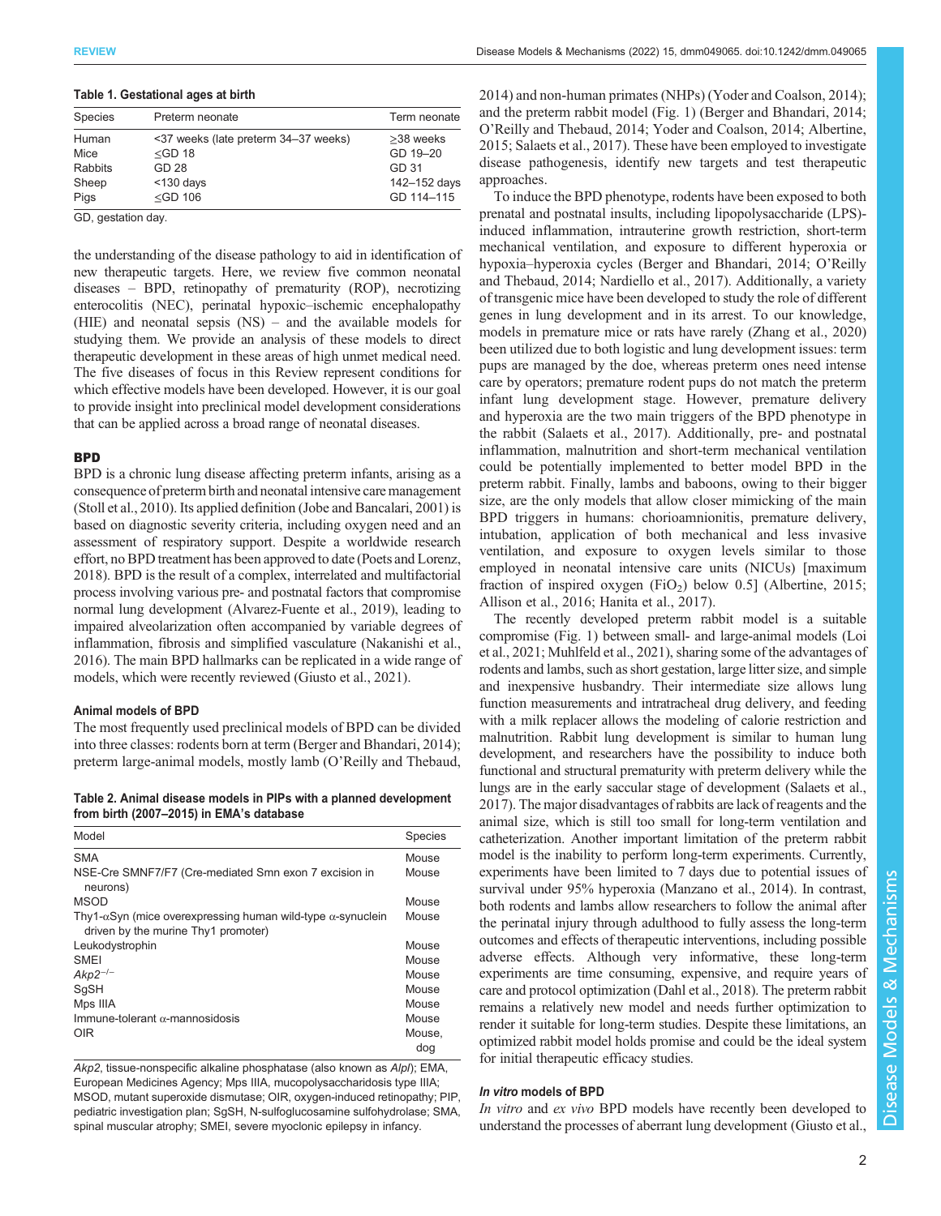**Table 1. Gestational ages at birth**

| Species | Preterm neonate | Term neonate |
| --- | --- | --- |
| Human | <37 weeks (late preterm 34–37 weeks) | ≥38 weeks |
| Mice | ≤GD 18 | GD 19–20 |
| Rabbits | GD 28 | GD 31 |
| Sheep | <130 days | 142–152 days |
| Pigs | ≤GD 106 | GD 114–115 |

GD, gestation day.

the understanding of the disease pathology to aid in identification of new therapeutic targets. Here, we review five common neonatal diseases – BPD, retinopathy of prematurity (ROP), necrotizing enterocolitis (NEC), perinatal hypoxic–ischemic encephalopathy (HIE) and neonatal sepsis (NS) – and the available models for studying them. We provide an analysis of these models to direct therapeutic development in these areas of high unmet medical need. The five diseases of focus in this Review represent conditions for which effective models have been developed. However, it is our goal to provide insight into preclinical model development considerations that can be applied across a broad range of neonatal diseases.

## BPD

BPD is a chronic lung disease affecting preterm infants, arising as a consequence of preterm birth and neonatal intensive care management (Stoll et al., 2010). Its applied definition (Jobe and Bancalari, 2001) is based on diagnostic severity criteria, including oxygen need and an assessment of respiratory support. Despite a worldwide research effort, no BPD treatment has been approved to date (Poets and Lorenz, 2018). BPD is the result of a complex, interrelated and multifactorial process involving various pre- and postnatal factors that compromise normal lung development (Alvarez-Fuente et al., 2019), leading to impaired alveolarization often accompanied by variable degrees of inflammation, fibrosis and simplified vasculature (Nakanishi et al., 2016). The main BPD hallmarks can be replicated in a wide range of models, which were recently reviewed (Giusto et al., 2021).

### Animal models of BPD

The most frequently used preclinical models of BPD can be divided into three classes: rodents born at term (Berger and Bhandari, 2014); preterm large-animal models, mostly lamb (O'Reilly and Thebaud, 2014) and non-human primates (NHPs) (Yoder and Coalson, 2014); and the preterm rabbit model (Fig. 1) (Berger and Bhandari, 2014; O'Reilly and Thebaud, 2014; Yoder and Coalson, 2014; Albertine, 2015; Salaets et al., 2017). These have been employed to investigate disease pathogenesis, identify new targets and test therapeutic approaches.

**Table 2. Animal disease models in PIPs with a planned development from birth (2007–2015) in EMA's database**

| Model | Species |
| --- | --- |
| SMA | Mouse |
| NSE-Cre SMNF7/F7 (Cre-mediated Smn exon 7 excision in neurons) | Mouse |
| MSOD | Mouse |
| Thy1-αSyn (mice overexpressing human wild-type α-synuclein driven by the murine Thy1 promoter) | Mouse |
| Leukodystrophin | Mouse |
| SMEI | Mouse |
| *Akp2*$^{-/-}$ | Mouse |
| SgSH | Mouse |
| Mps IIIA | Mouse |
| Immune-tolerant α-mannosidosis | Mouse |
| OIR | Mouse, dog |

*Akp2*, tissue-nonspecific alkaline phosphatase (also known as *Alpl*); EMA, European Medicines Agency; Mps IIIA, mucopolysaccharidosis type IIIA; MSOD, mutant superoxide dismutase; OIR, oxygen-induced retinopathy; PIP, pediatric investigation plan; SgSH, N-sulfoglucosamine sulfohydrolase; SMA, spinal muscular atrophy; SMEI, severe myoclonic epilepsy in infancy.

To induce the BPD phenotype, rodents have been exposed to both prenatal and postnatal insults, including lipopolysaccharide (LPS)-induced inflammation, intrauterine growth restriction, short-term mechanical ventilation, and exposure to different hyperoxia or hypoxia–hyperoxia cycles (Berger and Bhandari, 2014; O'Reilly and Thebaud, 2014; Nardiello et al., 2017). Additionally, a variety of transgenic mice have been developed to study the role of different genes in lung development and in its arrest. To our knowledge, models in premature mice or rats have rarely (Zhang et al., 2020) been utilized due to both logistic and lung development issues: term pups are managed by the doe, whereas preterm ones need intense care by operators; premature rodent pups do not match the preterm infant lung development stage. However, premature delivery and hyperoxia are the two main triggers of the BPD phenotype in the rabbit (Salaets et al., 2017). Additionally, pre- and postnatal inflammation, malnutrition and short-term mechanical ventilation could be potentially implemented to better model BPD in the preterm rabbit. Finally, lambs and baboons, owing to their bigger size, are the only models that allow closer mimicking of the main BPD triggers in humans: chorioamnionitis, premature delivery, intubation, application of both mechanical and less invasive ventilation, and exposure to oxygen levels similar to those employed in neonatal intensive care units (NICUs) [maximum fraction of inspired oxygen ($FiO_2$) below 0.5] (Albertine, 2015; Allison et al., 2016; Hanita et al., 2017).

The recently developed preterm rabbit model is a suitable compromise (Fig. 1) between small- and large-animal models (Loi et al., 2021; Muhlfeld et al., 2021), sharing some of the advantages of rodents and lambs, such as short gestation, large litter size, and simple and inexpensive husbandry. Their intermediate size allows lung function measurements and intratracheal drug delivery, and feeding with a milk replacer allows the modeling of calorie restriction and malnutrition. Rabbit lung development is similar to human lung development, and researchers have the possibility to induce both functional and structural prematurity with preterm delivery while the lungs are in the early saccular stage of development (Salaets et al., 2017). The major disadvantages of rabbits are lack of reagents and the animal size, which is still too small for long-term ventilation and catheterization. Another important limitation of the preterm rabbit model is the inability to perform long-term experiments. Currently, experiments have been limited to 7 days due to potential issues of survival under 95% hyperoxia (Manzano et al., 2014). In contrast, both rodents and lambs allow researchers to follow the animal after the perinatal injury through adulthood to fully assess the long-term outcomes and effects of therapeutic interventions, including possible adverse effects. Although very informative, these long-term experiments are time consuming, expensive, and require years of care and protocol optimization (Dahl et al., 2018). The preterm rabbit remains a relatively new model and needs further optimization to render it suitable for long-term studies. Despite these limitations, an optimized rabbit model holds promise and could be the ideal system for initial therapeutic efficacy studies.

### *In vitro* models of BPD

*In vitro* and *ex vivo* BPD models have recently been developed to understand the processes of aberrant lung development (Giusto et al.,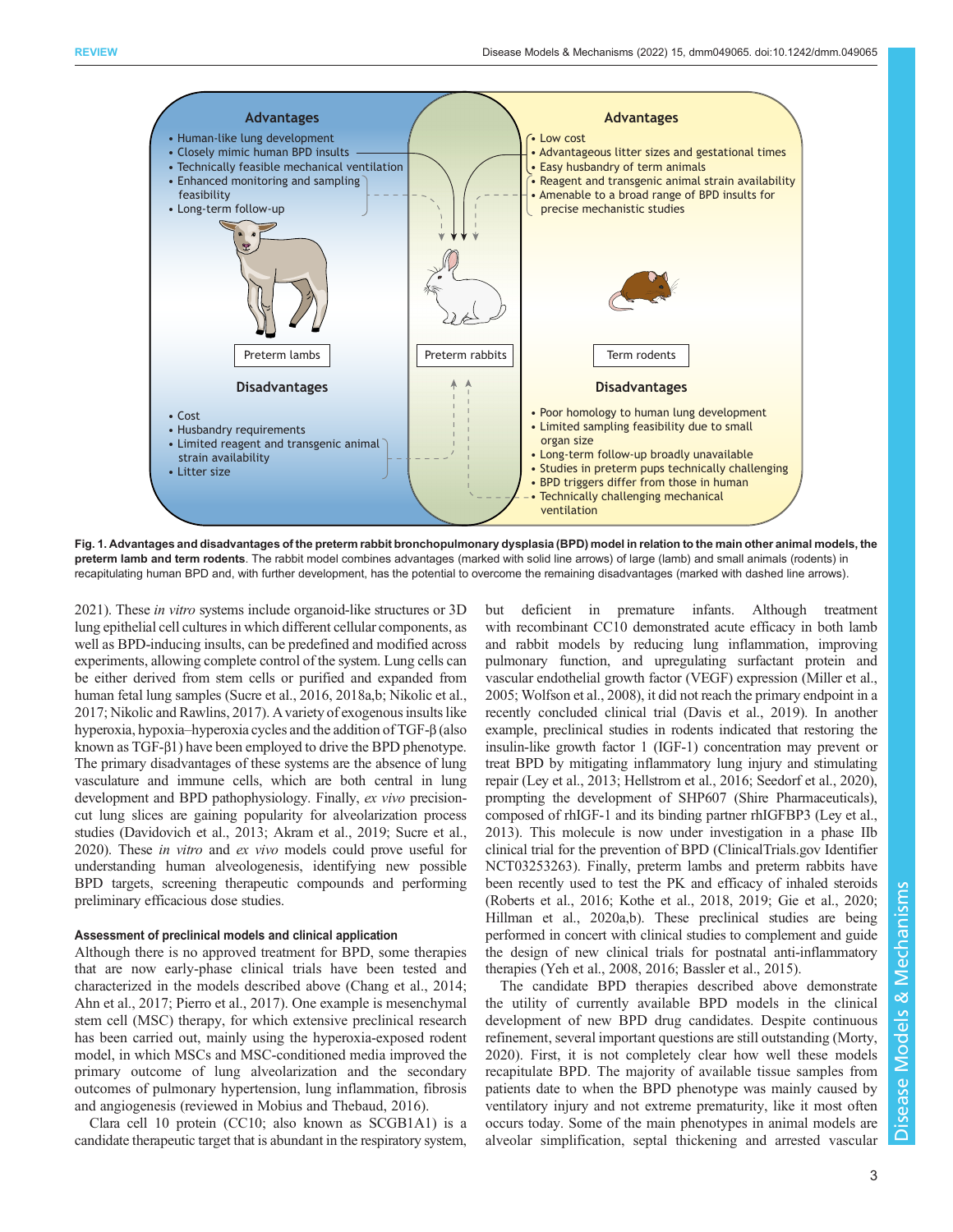Advantages

- Human-like lung development
- Closely mimic human BPD insults
- Technically feasible mechanical ventilation
- Enhanced monitoring and sampling feasibility
- Long-term follow-up

Preterm lambs

Disadvantages

- Cost
- Husbandry requirements
- Limited reagent and transgenic animal strain availability
- Litter size

Preterm rabbits

Advantages

- Low cost
- Advantageous litter sizes and gestational times
- Easy husbandry of term animals
- Reagent and transgenic animal strain availability
- Amenable to a broad range of BPD insults for precise mechanistic studies

Term rodents

Disadvantages

- Poor homology to human lung development
- Limited sampling feasibility due to small organ size
- Long-term follow-up broadly unavailable
- Studies in preterm pups technically challenging
- BPD triggers differ from those in human
- Technically challenging mechanical ventilation

**Fig. 1. Advantages and disadvantages of the preterm rabbit bronchopulmonary dysplasia (BPD) model in relation to the main other animal models, the preterm lamb and term rodents.** The rabbit model combines advantages (marked with solid line arrows) of large (lamb) and small animals (rodents) in recapitulating human BPD and, with further development, has the potential to overcome the remaining disadvantages (marked with dashed line arrows).

2021). These *in vitro* systems include organoid-like structures or 3D lung epithelial cell cultures in which different cellular components, as well as BPD-inducing insults, can be predefined and modified across experiments, allowing complete control of the system. Lung cells can be either derived from stem cells or purified and expanded from human fetal lung samples (Sucre et al., 2016, 2018a,b; Nikolic et al., 2017; Nikolic and Rawlins, 2017). A variety of exogenous insults like hyperoxia, hypoxia–hyperoxia cycles and the addition of TGF-β (also known as TGF-β1) have been employed to drive the BPD phenotype. The primary disadvantages of these systems are the absence of lung vasculature and immune cells, which are both central in lung development and BPD pathophysiology. Finally, *ex vivo* precision-cut lung slices are gaining popularity for alveolarization process studies (Davidovich et al., 2013; Akram et al., 2019; Sucre et al., 2020). These *in vitro* and *ex vivo* models could prove useful for understanding human alveologenesis, identifying new possible BPD targets, screening therapeutic compounds and performing preliminary efficacious dose studies.

### Assessment of preclinical models and clinical application

Although there is no approved treatment for BPD, some therapies that are now early-phase clinical trials have been tested and characterized in the models described above (Chang et al., 2014; Ahn et al., 2017; Pierro et al., 2017). One example is mesenchymal stem cell (MSC) therapy, for which extensive preclinical research has been carried out, mainly using the hyperoxia-exposed rodent model, in which MSCs and MSC-conditioned media improved the primary outcome of lung alveolarization and the secondary outcomes of pulmonary hypertension, lung inflammation, fibrosis and angiogenesis (reviewed in Mobius and Thebaud, 2016).

Clara cell 10 protein (CC10; also known as SCGB1A1) is a candidate therapeutic target that is abundant in the respiratory system, but deficient in premature infants. Although treatment with recombinant CC10 demonstrated acute efficacy in both lamb and rabbit models by reducing lung inflammation, improving pulmonary function, and upregulating surfactant protein and vascular endothelial growth factor (VEGF) expression (Miller et al., 2005; Wolfson et al., 2008), it did not reach the primary endpoint in a recently concluded clinical trial (Davis et al., 2019). In another example, preclinical studies in rodents indicated that restoring the insulin-like growth factor 1 (IGF-1) concentration may prevent or treat BPD by mitigating inflammatory lung injury and stimulating repair (Ley et al., 2013; Hellstrom et al., 2016; Seedorf et al., 2020), prompting the development of SHP607 (Shire Pharmaceuticals), composed of rhIGF-1 and its binding partner rhIGFBP3 (Ley et al., 2013). This molecule is now under investigation in a phase IIb clinical trial for the prevention of BPD (ClinicalTrials.gov Identifier NCT03253263). Finally, preterm lambs and preterm rabbits have been recently used to test the PK and efficacy of inhaled steroids (Roberts et al., 2016; Kothe et al., 2018, 2019; Gie et al., 2020; Hillman et al., 2020a,b). These preclinical studies are being performed in concert with clinical studies to complement and guide the design of new clinical trials for postnatal anti-inflammatory therapies (Yeh et al., 2008, 2016; Bassler et al., 2015).

The candidate BPD therapies described above demonstrate the utility of currently available BPD models in the clinical development of new BPD drug candidates. Despite continuous refinement, several important questions are still outstanding (Morty, 2020). First, it is not completely clear how well these models recapitulate BPD. The majority of available tissue samples from patients date to when the BPD phenotype was mainly caused by ventilatory injury and not extreme prematurity, like it most often occurs today. Some of the main phenotypes in animal models are alveolar simplification, septal thickening and arrested vascular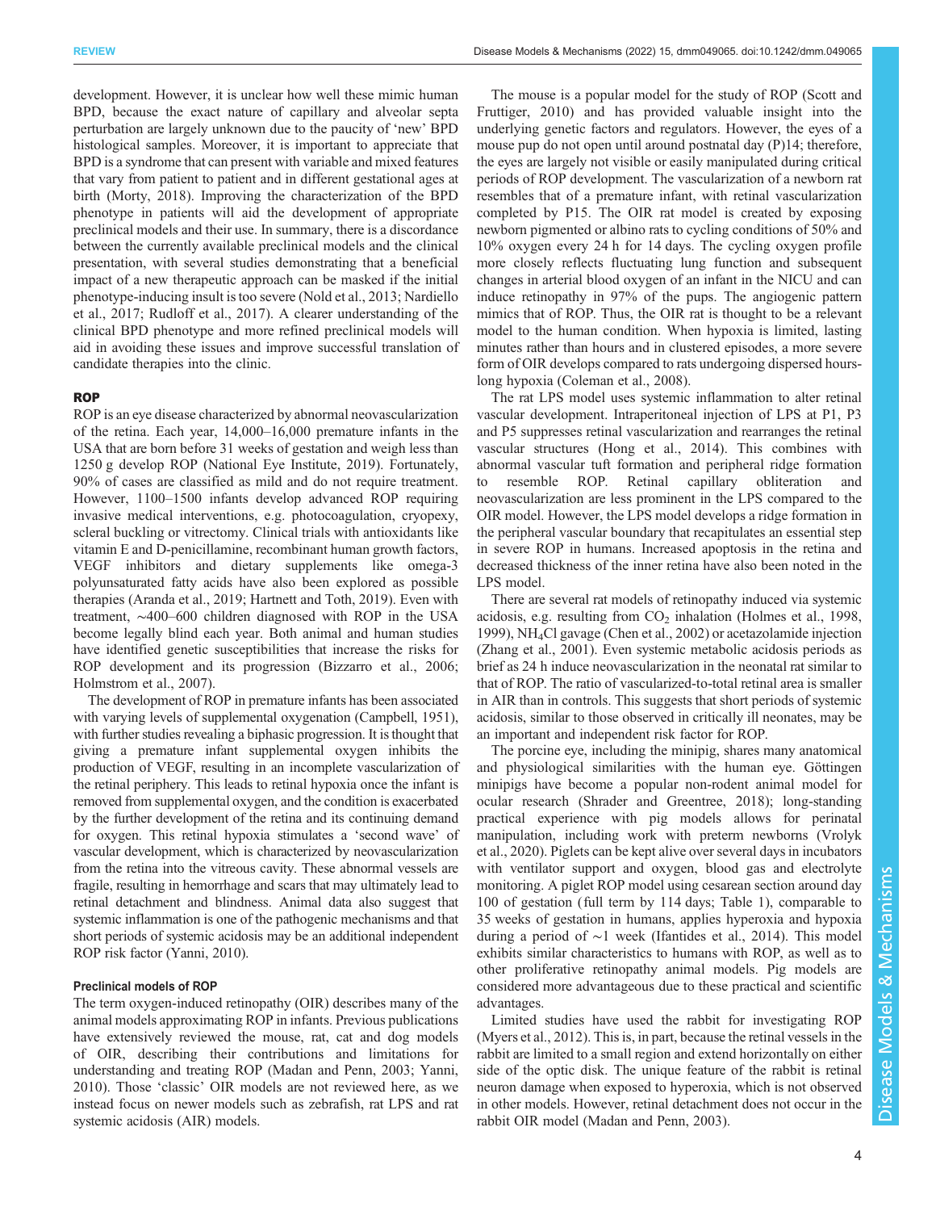development. However, it is unclear how well these mimic human BPD, because the exact nature of capillary and alveolar septa perturbation are largely unknown due to the paucity of 'new' BPD histological samples. Moreover, it is important to appreciate that BPD is a syndrome that can present with variable and mixed features that vary from patient to patient and in different gestational ages at birth (Morty, 2018). Improving the characterization of the BPD phenotype in patients will aid the development of appropriate preclinical models and their use. In summary, there is a discordance between the currently available preclinical models and the clinical presentation, with several studies demonstrating that a beneficial impact of a new therapeutic approach can be masked if the initial phenotype-inducing insult is too severe (Nold et al., 2013; Nardiello et al., 2017; Rudloff et al., 2017). A clearer understanding of the clinical BPD phenotype and more refined preclinical models will aid in avoiding these issues and improve successful translation of candidate therapies into the clinic.

## ROP

ROP is an eye disease characterized by abnormal neovascularization of the retina. Each year, 14,000–16,000 premature infants in the USA that are born before 31 weeks of gestation and weigh less than 1250 g develop ROP (National Eye Institute, 2019). Fortunately, 90% of cases are classified as mild and do not require treatment. However, 1100–1500 infants develop advanced ROP requiring invasive medical interventions, e.g. photocoagulation, cryopexy, scleral buckling or vitrectomy. Clinical trials with antioxidants like vitamin E and D-penicillamine, recombinant human growth factors, VEGF inhibitors and dietary supplements like omega-3 polyunsaturated fatty acids have also been explored as possible therapies (Aranda et al., 2019; Hartnett and Toth, 2019). Even with treatment, ∼400–600 children diagnosed with ROP in the USA become legally blind each year. Both animal and human studies have identified genetic susceptibilities that increase the risks for ROP development and its progression (Bizzarro et al., 2006; Holmstrom et al., 2007).

The development of ROP in premature infants has been associated with varying levels of supplemental oxygenation (Campbell, 1951), with further studies revealing a biphasic progression. It is thought that giving a premature infant supplemental oxygen inhibits the production of VEGF, resulting in an incomplete vascularization of the retinal periphery. This leads to retinal hypoxia once the infant is removed from supplemental oxygen, and the condition is exacerbated by the further development of the retina and its continuing demand for oxygen. This retinal hypoxia stimulates a 'second wave' of vascular development, which is characterized by neovascularization from the retina into the vitreous cavity. These abnormal vessels are fragile, resulting in hemorrhage and scars that may ultimately lead to retinal detachment and blindness. Animal data also suggest that systemic inflammation is one of the pathogenic mechanisms and that short periods of systemic acidosis may be an additional independent ROP risk factor (Yanni, 2010).

### Preclinical models of ROP

The term oxygen-induced retinopathy (OIR) describes many of the animal models approximating ROP in infants. Previous publications have extensively reviewed the mouse, rat, cat and dog models of OIR, describing their contributions and limitations for understanding and treating ROP (Madan and Penn, 2003; Yanni, 2010). Those 'classic' OIR models are not reviewed here, as we instead focus on newer models such as zebrafish, rat LPS and rat systemic acidosis (AIR) models.

The mouse is a popular model for the study of ROP (Scott and Fruttiger, 2010) and has provided valuable insight into the underlying genetic factors and regulators. However, the eyes of a mouse pup do not open until around postnatal day (P)14; therefore, the eyes are largely not visible or easily manipulated during critical periods of ROP development. The vascularization of a newborn rat resembles that of a premature infant, with retinal vascularization completed by P15. The OIR rat model is created by exposing newborn pigmented or albino rats to cycling conditions of 50% and 10% oxygen every 24 h for 14 days. The cycling oxygen profile more closely reflects fluctuating lung function and subsequent changes in arterial blood oxygen of an infant in the NICU and can induce retinopathy in 97% of the pups. The angiogenic pattern mimics that of ROP. Thus, the OIR rat is thought to be a relevant model to the human condition. When hypoxia is limited, lasting minutes rather than hours and in clustered episodes, a more severe form of OIR develops compared to rats undergoing dispersed hours-long hypoxia (Coleman et al., 2008).

The rat LPS model uses systemic inflammation to alter retinal vascular development. Intraperitoneal injection of LPS at P1, P3 and P5 suppresses retinal vascularization and rearranges the retinal vascular structures (Hong et al., 2014). This combines with abnormal vascular tuft formation and peripheral ridge formation to resemble ROP. Retinal capillary obliteration and neovascularization are less prominent in the LPS compared to the OIR model. However, the LPS model develops a ridge formation in the peripheral vascular boundary that recapitulates an essential step in severe ROP in humans. Increased apoptosis in the retina and decreased thickness of the inner retina have also been noted in the LPS model.

There are several rat models of retinopathy induced via systemic acidosis, e.g. resulting from $CO_2$ inhalation (Holmes et al., 1998, 1999), $NH_4Cl$ gavage (Chen et al., 2002) or acetazolamide injection (Zhang et al., 2001). Even systemic metabolic acidosis periods as brief as 24 h induce neovascularization in the neonatal rat similar to that of ROP. The ratio of vascularized-to-total retinal area is smaller in AIR than in controls. This suggests that short periods of systemic acidosis, similar to those observed in critically ill neonates, may be an important and independent risk factor for ROP.

The porcine eye, including the minipig, shares many anatomical and physiological similarities with the human eye. Göttingen minipigs have become a popular non-rodent animal model for ocular research (Shrader and Greentree, 2018); long-standing practical experience with pig models allows for perinatal manipulation, including work with preterm newborns (Vrolyk et al., 2020). Piglets can be kept alive over several days in incubators with ventilator support and oxygen, blood gas and electrolyte monitoring. A piglet ROP model using cesarean section around day 100 of gestation (full term by 114 days; Table 1), comparable to 35 weeks of gestation in humans, applies hyperoxia and hypoxia during a period of ∼1 week (Ifantides et al., 2014). This model exhibits similar characteristics to humans with ROP, as well as to other proliferative retinopathy animal models. Pig models are considered more advantageous due to these practical and scientific advantages.

Limited studies have used the rabbit for investigating ROP (Myers et al., 2012). This is, in part, because the retinal vessels in the rabbit are limited to a small region and extend horizontally on either side of the optic disk. The unique feature of the rabbit is retinal neuron damage when exposed to hyperoxia, which is not observed in other models. However, retinal detachment does not occur in the rabbit OIR model (Madan and Penn, 2003).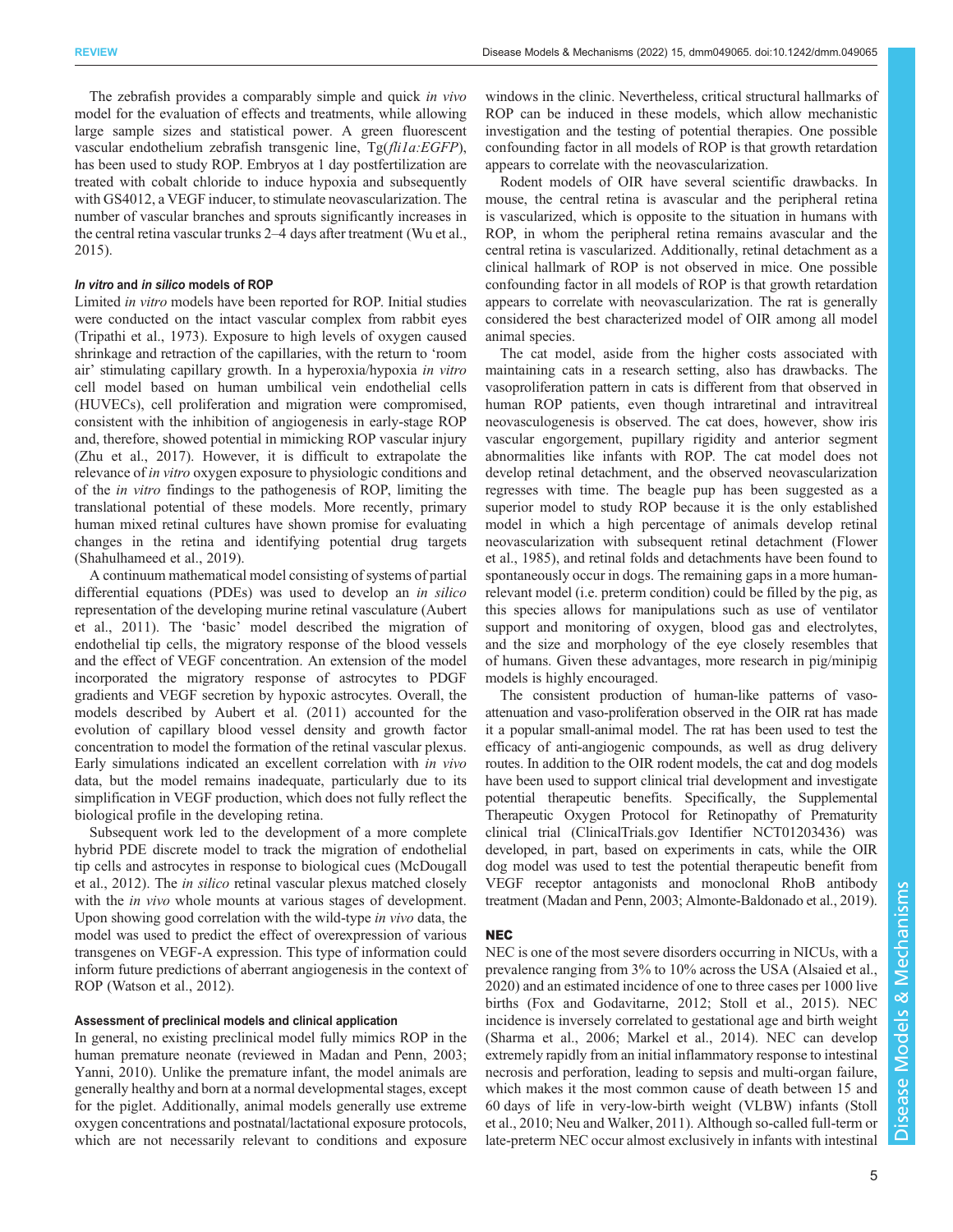The zebrafish provides a comparably simple and quick *in vivo* model for the evaluation of effects and treatments, while allowing large sample sizes and statistical power. A green fluorescent vascular endothelium zebrafish transgenic line, Tg(*fli1a:EGFP*), has been used to study ROP. Embryos at 1 day postfertilization are treated with cobalt chloride to induce hypoxia and subsequently with GS4012, a VEGF inducer, to stimulate neovascularization. The number of vascular branches and sprouts significantly increases in the central retina vascular trunks 2–4 days after treatment (Wu et al., 2015).

#### *In vitro* and *in silico* models of ROP

Limited *in vitro* models have been reported for ROP. Initial studies were conducted on the intact vascular complex from rabbit eyes (Tripathi et al., 1973). Exposure to high levels of oxygen caused shrinkage and retraction of the capillaries, with the return to 'room air' stimulating capillary growth. In a hyperoxia/hypoxia *in vitro* cell model based on human umbilical vein endothelial cells (HUVECs), cell proliferation and migration were compromised, consistent with the inhibition of angiogenesis in early-stage ROP and, therefore, showed potential in mimicking ROP vascular injury (Zhu et al., 2017). However, it is difficult to extrapolate the relevance of *in vitro* oxygen exposure to physiologic conditions and of the *in vitro* findings to the pathogenesis of ROP, limiting the translational potential of these models. More recently, primary human mixed retinal cultures have shown promise for evaluating changes in the retina and identifying potential drug targets (Shahulhameed et al., 2019).

A continuum mathematical model consisting of systems of partial differential equations (PDEs) was used to develop an *in silico* representation of the developing murine retinal vasculature (Aubert et al., 2011). The 'basic' model described the migration of endothelial tip cells, the migratory response of the blood vessels and the effect of VEGF concentration. An extension of the model incorporated the migratory response of astrocytes to PDGF gradients and VEGF secretion by hypoxic astrocytes. Overall, the models described by Aubert et al. (2011) accounted for the evolution of capillary blood vessel density and growth factor concentration to model the formation of the retinal vascular plexus. Early simulations indicated an excellent correlation with *in vivo* data, but the model remains inadequate, particularly due to its simplification in VEGF production, which does not fully reflect the biological profile in the developing retina.

Subsequent work led to the development of a more complete hybrid PDE discrete model to track the migration of endothelial tip cells and astrocytes in response to biological cues (McDougall et al., 2012). The *in silico* retinal vascular plexus matched closely with the *in vivo* whole mounts at various stages of development. Upon showing good correlation with the wild-type *in vivo* data, the model was used to predict the effect of overexpression of various transgenes on VEGF-A expression. This type of information could inform future predictions of aberrant angiogenesis in the context of ROP (Watson et al., 2012).

#### Assessment of preclinical models and clinical application

In general, no existing preclinical model fully mimics ROP in the human premature neonate (reviewed in Madan and Penn, 2003; Yanni, 2010). Unlike the premature infant, the model animals are generally healthy and born at a normal developmental stages, except for the piglet. Additionally, animal models generally use extreme oxygen concentrations and postnatal/lactational exposure protocols, which are not necessarily relevant to conditions and exposure windows in the clinic. Nevertheless, critical structural hallmarks of ROP can be induced in these models, which allow mechanistic investigation and the testing of potential therapies. One possible confounding factor in all models of ROP is that growth retardation appears to correlate with the neovascularization.

Rodent models of OIR have several scientific drawbacks. In mouse, the central retina is avascular and the peripheral retina is vascularized, which is opposite to the situation in humans with ROP, in whom the peripheral retina remains avascular and the central retina is vascularized. Additionally, retinal detachment as a clinical hallmark of ROP is not observed in mice. One possible confounding factor in all models of ROP is that growth retardation appears to correlate with neovascularization. The rat is generally considered the best characterized model of OIR among all model animal species.

The cat model, aside from the higher costs associated with maintaining cats in a research setting, also has drawbacks. The vasoproliferation pattern in cats is different from that observed in human ROP patients, even though intraretinal and intravitreal neovasculogenesis is observed. The cat does, however, show iris vascular engorgement, pupillary rigidity and anterior segment abnormalities like infants with ROP. The cat model does not develop retinal detachment, and the observed neovascularization regresses with time. The beagle pup has been suggested as a superior model to study ROP because it is the only established model in which a high percentage of animals develop retinal neovascularization with subsequent retinal detachment (Flower et al., 1985), and retinal folds and detachments have been found to spontaneously occur in dogs. The remaining gaps in a more human-relevant model (i.e. preterm condition) could be filled by the pig, as this species allows for manipulations such as use of ventilator support and monitoring of oxygen, blood gas and electrolytes, and the size and morphology of the eye closely resembles that of humans. Given these advantages, more research in pig/minipig models is highly encouraged.

The consistent production of human-like patterns of vaso-attenuation and vaso-proliferation observed in the OIR rat has made it a popular small-animal model. The rat has been used to test the efficacy of anti-angiogenic compounds, as well as drug delivery routes. In addition to the OIR rodent models, the cat and dog models have been used to support clinical trial development and investigate potential therapeutic benefits. Specifically, the Supplemental Therapeutic Oxygen Protocol for Retinopathy of Prematurity clinical trial (ClinicalTrials.gov Identifier NCT01203436) was developed, in part, based on experiments in cats, while the OIR dog model was used to test the potential therapeutic benefit from VEGF receptor antagonists and monoclonal RhoB antibody treatment (Madan and Penn, 2003; Almonte-Baldonado et al., 2019).

### NEC

NEC is one of the most severe disorders occurring in NICUs, with a prevalence ranging from 3% to 10% across the USA (Alsaied et al., 2020) and an estimated incidence of one to three cases per 1000 live births (Fox and Godavitarne, 2012; Stoll et al., 2015). NEC incidence is inversely correlated to gestational age and birth weight (Sharma et al., 2006; Markel et al., 2014). NEC can develop extremely rapidly from an initial inflammatory response to intestinal necrosis and perforation, leading to sepsis and multi-organ failure, which makes it the most common cause of death between 15 and 60 days of life in very-low-birth weight (VLBW) infants (Stoll et al., 2010; Neu and Walker, 2011). Although so-called full-term or late-preterm NEC occur almost exclusively in infants with intestinal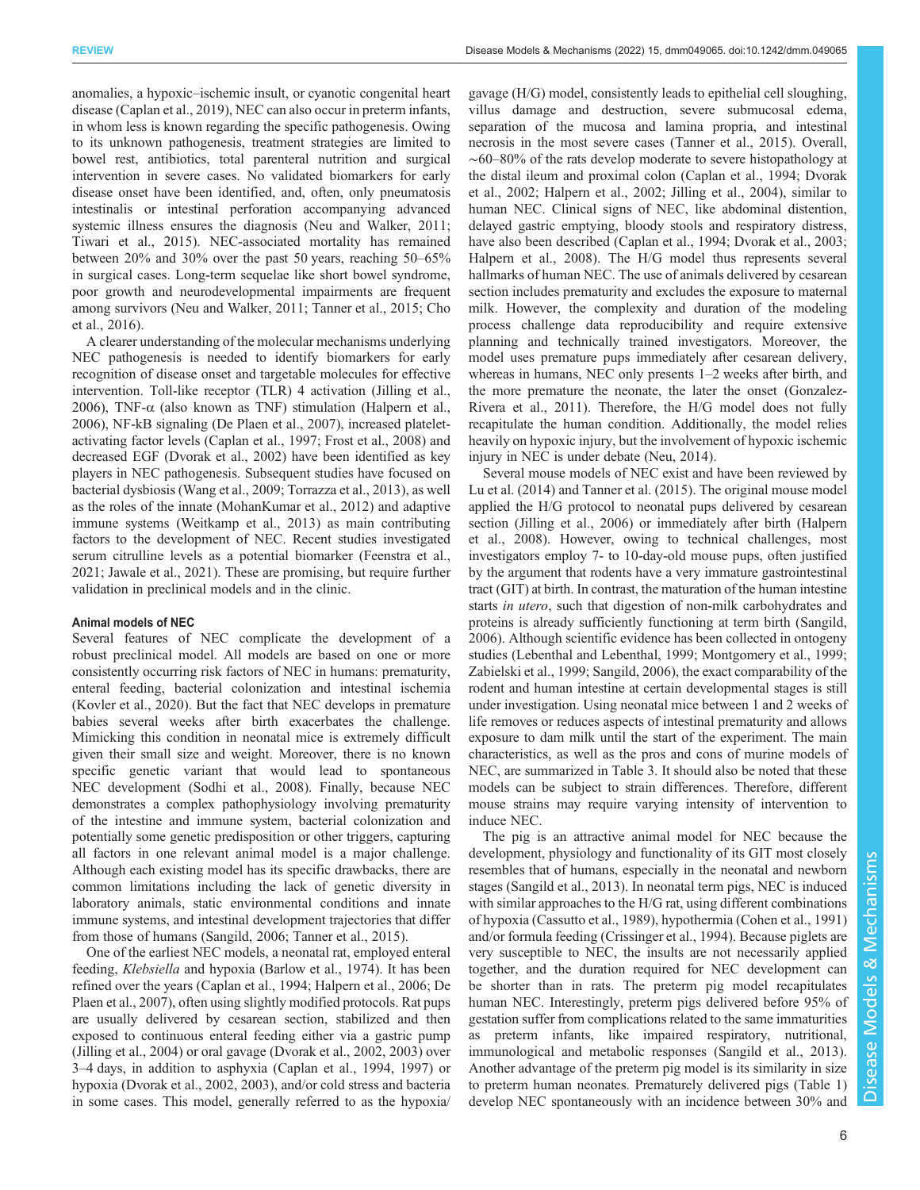anomalies, a hypoxic–ischemic insult, or cyanotic congenital heart disease (Caplan et al., 2019), NEC can also occur in preterm infants, in whom less is known regarding the specific pathogenesis. Owing to its unknown pathogenesis, treatment strategies are limited to bowel rest, antibiotics, total parenteral nutrition and surgical intervention in severe cases. No validated biomarkers for early disease onset have been identified, and, often, only pneumatosis intestinalis or intestinal perforation accompanying advanced systemic illness ensures the diagnosis (Neu and Walker, 2011; Tiwari et al., 2015). NEC-associated mortality has remained between 20% and 30% over the past 50 years, reaching 50–65% in surgical cases. Long-term sequelae like short bowel syndrome, poor growth and neurodevelopmental impairments are frequent among survivors (Neu and Walker, 2011; Tanner et al., 2015; Cho et al., 2016).

A clearer understanding of the molecular mechanisms underlying NEC pathogenesis is needed to identify biomarkers for early recognition of disease onset and targetable molecules for effective intervention. Toll-like receptor (TLR) 4 activation (Jilling et al., 2006), TNF-α (also known as TNF) stimulation (Halpern et al., 2006), NF-kB signaling (De Plaen et al., 2007), increased platelet-activating factor levels (Caplan et al., 1997; Frost et al., 2008) and decreased EGF (Dvorak et al., 2002) have been identified as key players in NEC pathogenesis. Subsequent studies have focused on bacterial dysbiosis (Wang et al., 2009; Torrazza et al., 2013), as well as the roles of the innate (MohanKumar et al., 2012) and adaptive immune systems (Weitkamp et al., 2013) as main contributing factors to the development of NEC. Recent studies investigated serum citrulline levels as a potential biomarker (Feenstra et al., 2021; Jawale et al., 2021). These are promising, but require further validation in preclinical models and in the clinic.

#### Animal models of NEC

Several features of NEC complicate the development of a robust preclinical model. All models are based on one or more consistently occurring risk factors of NEC in humans: prematurity, enteral feeding, bacterial colonization and intestinal ischemia (Kovler et al., 2020). But the fact that NEC develops in premature babies several weeks after birth exacerbates the challenge. Mimicking this condition in neonatal mice is extremely difficult given their small size and weight. Moreover, there is no known specific genetic variant that would lead to spontaneous NEC development (Sodhi et al., 2008). Finally, because NEC demonstrates a complex pathophysiology involving prematurity of the intestine and immune system, bacterial colonization and potentially some genetic predisposition or other triggers, capturing all factors in one relevant animal model is a major challenge. Although each existing model has its specific drawbacks, there are common limitations including the lack of genetic diversity in laboratory animals, static environmental conditions and innate immune systems, and intestinal development trajectories that differ from those of humans (Sangild, 2006; Tanner et al., 2015).

One of the earliest NEC models, a neonatal rat, employed enteral feeding, *Klebsiella* and hypoxia (Barlow et al., 1974). It has been refined over the years (Caplan et al., 1994; Halpern et al., 2006; De Plaen et al., 2007), often using slightly modified protocols. Rat pups are usually delivered by cesarean section, stabilized and then exposed to continuous enteral feeding either via a gastric pump (Jilling et al., 2004) or oral gavage (Dvorak et al., 2002, 2003) over 3–4 days, in addition to asphyxia (Caplan et al., 1994, 1997) or hypoxia (Dvorak et al., 2002, 2003), and/or cold stress and bacteria in some cases. This model, generally referred to as the hypoxia/gavage (H/G) model, consistently leads to epithelial cell sloughing, villus damage and destruction, severe submucosal edema, separation of the mucosa and lamina propria, and intestinal necrosis in the most severe cases (Tanner et al., 2015). Overall, ∼60–80% of the rats develop moderate to severe histopathology at the distal ileum and proximal colon (Caplan et al., 1994; Dvorak et al., 2002; Halpern et al., 2002; Jilling et al., 2004), similar to human NEC. Clinical signs of NEC, like abdominal distention, delayed gastric emptying, bloody stools and respiratory distress, have also been described (Caplan et al., 1994; Dvorak et al., 2003; Halpern et al., 2008). The H/G model thus represents several hallmarks of human NEC. The use of animals delivered by cesarean section includes prematurity and excludes the exposure to maternal milk. However, the complexity and duration of the modeling process challenge data reproducibility and require extensive planning and technically trained investigators. Moreover, the model uses premature pups immediately after cesarean delivery, whereas in humans, NEC only presents 1–2 weeks after birth, and the more premature the neonate, the later the onset (Gonzalez-Rivera et al., 2011). Therefore, the H/G model does not fully recapitulate the human condition. Additionally, the model relies heavily on hypoxic injury, but the involvement of hypoxic ischemic injury in NEC is under debate (Neu, 2014).

Several mouse models of NEC exist and have been reviewed by Lu et al. (2014) and Tanner et al. (2015). The original mouse model applied the H/G protocol to neonatal pups delivered by cesarean section (Jilling et al., 2006) or immediately after birth (Halpern et al., 2008). However, owing to technical challenges, most investigators employ 7- to 10-day-old mouse pups, often justified by the argument that rodents have a very immature gastrointestinal tract (GIT) at birth. In contrast, the maturation of the human intestine starts *in utero*, such that digestion of non-milk carbohydrates and proteins is already sufficiently functioning at term birth (Sangild, 2006). Although scientific evidence has been collected in ontogeny studies (Lebenthal and Lebenthal, 1999; Montgomery et al., 1999; Zabielski et al., 1999; Sangild, 2006), the exact comparability of the rodent and human intestine at certain developmental stages is still under investigation. Using neonatal mice between 1 and 2 weeks of life removes or reduces aspects of intestinal prematurity and allows exposure to dam milk until the start of the experiment. The main characteristics, as well as the pros and cons of murine models of NEC, are summarized in Table 3. It should also be noted that these models can be subject to strain differences. Therefore, different mouse strains may require varying intensity of intervention to induce NEC.

The pig is an attractive animal model for NEC because the development, physiology and functionality of its GIT most closely resembles that of humans, especially in the neonatal and newborn stages (Sangild et al., 2013). In neonatal term pigs, NEC is induced with similar approaches to the H/G rat, using different combinations of hypoxia (Cassutto et al., 1989), hypothermia (Cohen et al., 1991) and/or formula feeding (Crissinger et al., 1994). Because piglets are very susceptible to NEC, the insults are not necessarily applied together, and the duration required for NEC development can be shorter than in rats. The preterm pig model recapitulates human NEC. Interestingly, preterm pigs delivered before 95% of gestation suffer from complications related to the same immaturities as preterm infants, like impaired respiratory, nutritional, immunological and metabolic responses (Sangild et al., 2013). Another advantage of the preterm pig model is its similarity in size to preterm human neonates. Prematurely delivered pigs (Table 1) develop NEC spontaneously with an incidence between 30% and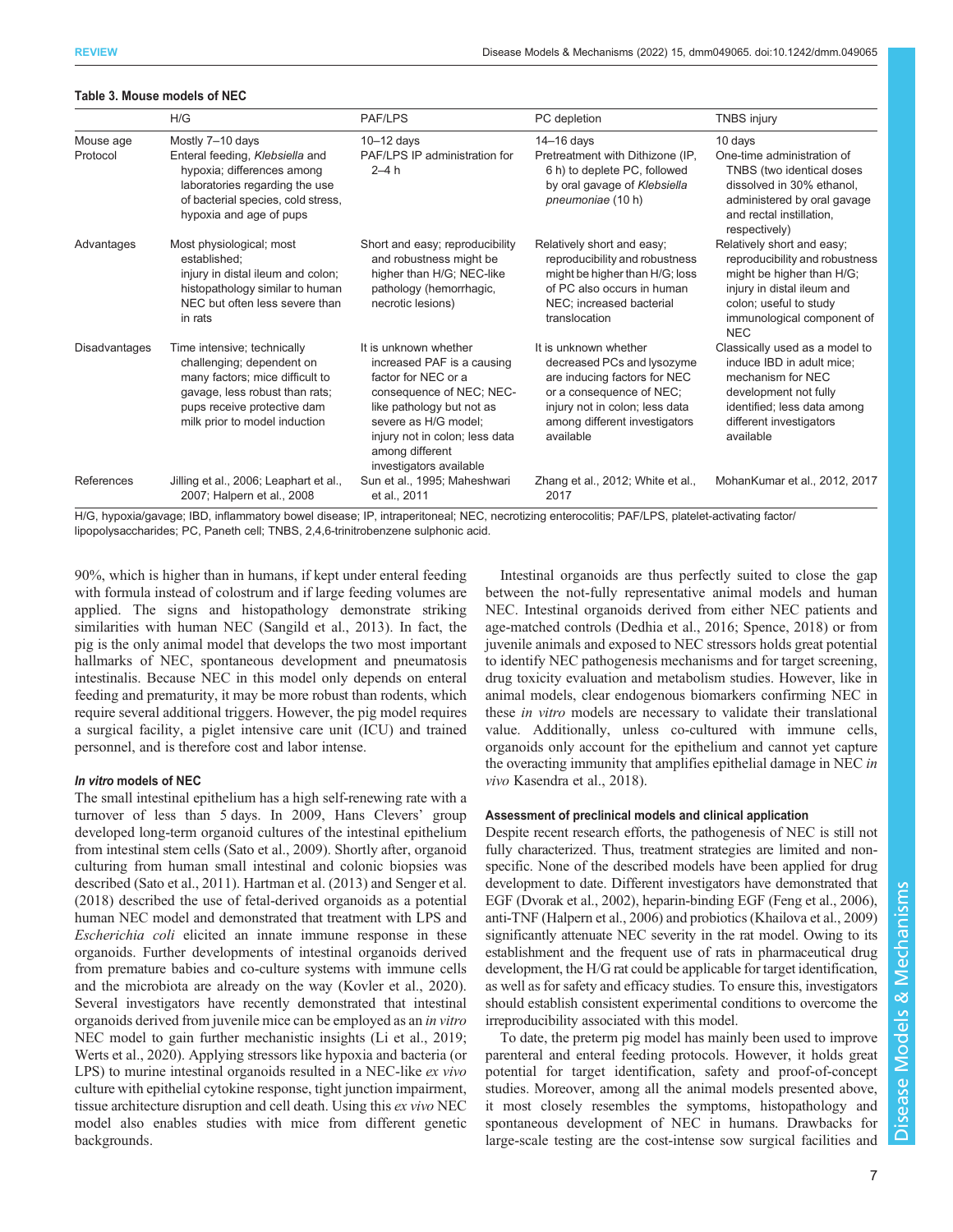**Table 3. Mouse models of NEC**

| | H/G | PAF/LPS | PC depletion | TNBS injury |
|---|---|---|---|---|
| Mouse age | Mostly 7–10 days | 10–12 days | 14–16 days | 10 days |
| Protocol | Enteral feeding, *Klebsiella* and hypoxia; differences among laboratories regarding the use of bacterial species, cold stress, hypoxia and age of pups | PAF/LPS IP administration for 2–4 h | Pretreatment with Dithizone (IP, 6 h) to deplete PC, followed by oral gavage of *Klebsiella pneumoniae* (10 h) | One-time administration of TNBS (two identical doses dissolved in 30% ethanol, administered by oral gavage and rectal instillation, respectively) |
| Advantages | Most physiological; most established; injury in distal ileum and colon; histopathology similar to human NEC but often less severe than in rats | Short and easy; reproducibility and robustness might be higher than H/G; NEC-like pathology (hemorrhagic, necrotic lesions) | Relatively short and easy; reproducibility and robustness might be higher than H/G; loss of PC also occurs in human NEC; increased bacterial translocation | Relatively short and easy; reproducibility and robustness might be higher than H/G; injury in distal ileum and colon; useful to study immunological component of NEC |
| Disadvantages | Time intensive; technically challenging; dependent on many factors; mice difficult to gavage, less robust than rats; pups receive protective dam milk prior to model induction | It is unknown whether increased PAF is a causing factor for NEC or a consequence of NEC; NEC-like pathology but not as severe as H/G model; injury not in colon; less data among different investigators available | It is unknown whether decreased PCs and lysozyme are inducing factors for NEC or a consequence of NEC; injury not in colon; less data among different investigators available | Classically used as a model to induce IBD in adult mice; mechanism for NEC development not fully identified; less data among different investigators available |
| References | Jilling et al., 2006; Leaphart et al., 2007; Halpern et al., 2008 | Sun et al., 1995; Maheshwari et al., 2011 | Zhang et al., 2012; White et al., 2017 | MohanKumar et al., 2012, 2017 |

H/G, hypoxia/gavage; IBD, inflammatory bowel disease; IP, intraperitoneal; NEC, necrotizing enterocolitis; PAF/LPS, platelet-activating factor/lipopolysaccharides; PC, Paneth cell; TNBS, 2,4,6-trinitrobenzene sulphonic acid.

90%, which is higher than in humans, if kept under enteral feeding with formula instead of colostrum and if large feeding volumes are applied. The signs and histopathology demonstrate striking similarities with human NEC (Sangild et al., 2013). In fact, the pig is the only animal model that develops the two most important hallmarks of NEC, spontaneous development and pneumatosis intestinalis. Because NEC in this model only depends on enteral feeding and prematurity, it may be more robust than rodents, which require several additional triggers. However, the pig model requires a surgical facility, a piglet intensive care unit (ICU) and trained personnel, and is therefore cost and labor intense.

### *In vitro* models of NEC

The small intestinal epithelium has a high self-renewing rate with a turnover of less than 5 days. In 2009, Hans Clevers' group developed long-term organoid cultures of the intestinal epithelium from intestinal stem cells (Sato et al., 2009). Shortly after, organoid culturing from human small intestinal and colonic biopsies was described (Sato et al., 2011). Hartman et al. (2013) and Senger et al. (2018) described the use of fetal-derived organoids as a potential human NEC model and demonstrated that treatment with LPS and *Escherichia coli* elicited an innate immune response in these organoids. Further developments of intestinal organoids derived from premature babies and co-culture systems with immune cells and the microbiota are already on the way (Kovler et al., 2020). Several investigators have recently demonstrated that intestinal organoids derived from juvenile mice can be employed as an *in vitro* NEC model to gain further mechanistic insights (Li et al., 2019; Werts et al., 2020). Applying stressors like hypoxia and bacteria (or LPS) to murine intestinal organoids resulted in a NEC-like *ex vivo* culture with epithelial cytokine response, tight junction impairment, tissue architecture disruption and cell death. Using this *ex vivo* NEC model also enables studies with mice from different genetic backgrounds.

Intestinal organoids are thus perfectly suited to close the gap between the not-fully representative animal models and human NEC. Intestinal organoids derived from either NEC patients and age-matched controls (Dedhia et al., 2016; Spence, 2018) or from juvenile animals and exposed to NEC stressors holds great potential to identify NEC pathogenesis mechanisms and for target screening, drug toxicity evaluation and metabolism studies. However, like in animal models, clear endogenous biomarkers confirming NEC in these *in vitro* models are necessary to validate their translational value. Additionally, unless co-cultured with immune cells, organoids only account for the epithelium and cannot yet capture the overacting immunity that amplifies epithelial damage in NEC *in vivo* Kasendra et al., 2018).

### Assessment of preclinical models and clinical application

Despite recent research efforts, the pathogenesis of NEC is still not fully characterized. Thus, treatment strategies are limited and non-specific. None of the described models have been applied for drug development to date. Different investigators have demonstrated that EGF (Dvorak et al., 2002), heparin-binding EGF (Feng et al., 2006), anti-TNF (Halpern et al., 2006) and probiotics (Khailova et al., 2009) significantly attenuate NEC severity in the rat model. Owing to its establishment and the frequent use of rats in pharmaceutical drug development, the H/G rat could be applicable for target identification, as well as for safety and efficacy studies. To ensure this, investigators should establish consistent experimental conditions to overcome the irreproducibility associated with this model.

To date, the preterm pig model has mainly been used to improve parenteral and enteral feeding protocols. However, it holds great potential for target identification, safety and proof-of-concept studies. Moreover, among all the animal models presented above, it most closely resembles the symptoms, histopathology and spontaneous development of NEC in humans. Drawbacks for large-scale testing are the cost-intense sow surgical facilities and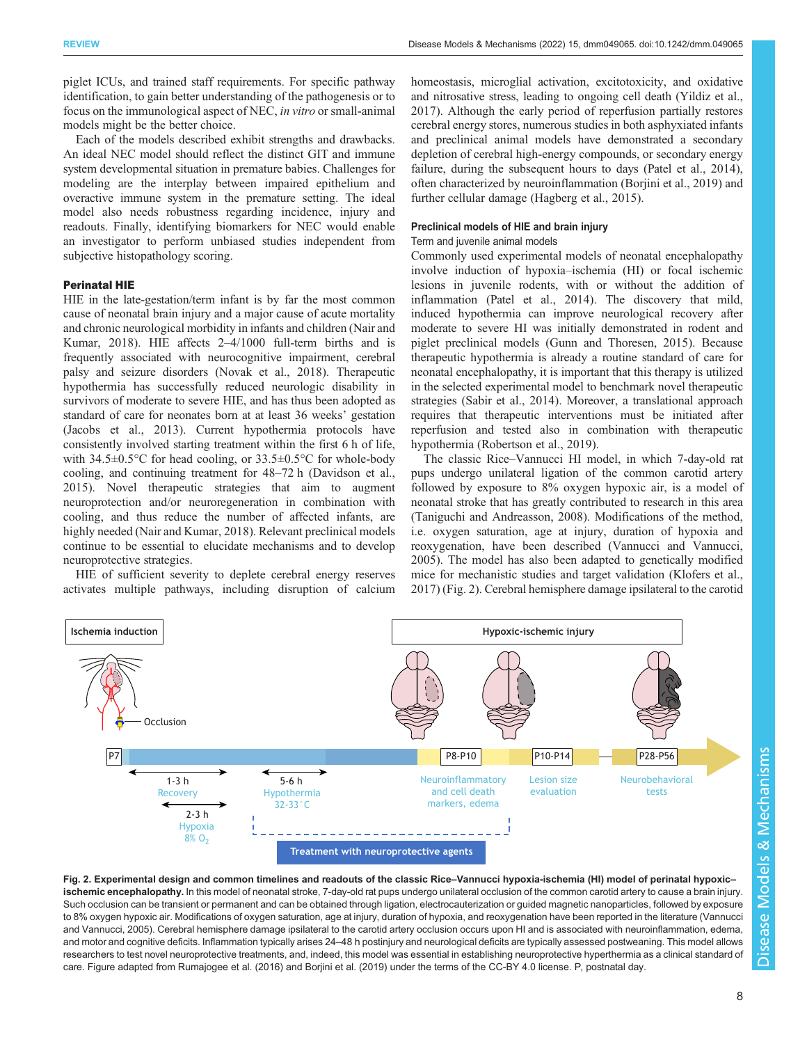piglet ICUs, and trained staff requirements. For specific pathway identification, to gain better understanding of the pathogenesis or to focus on the immunological aspect of NEC, *in vitro* or small-animal models might be the better choice.

Each of the models described exhibit strengths and drawbacks. An ideal NEC model should reflect the distinct GIT and immune system developmental situation in premature babies. Challenges for modeling are the interplay between impaired epithelium and overactive immune system in the premature setting. The ideal model also needs robustness regarding incidence, injury and readouts. Finally, identifying biomarkers for NEC would enable an investigator to perform unbiased studies independent from subjective histopathology scoring.

## Perinatal HIE

HIE in the late-gestation/term infant is by far the most common cause of neonatal brain injury and a major cause of acute mortality and chronic neurological morbidity in infants and children (Nair and Kumar, 2018). HIE affects 2–4/1000 full-term births and is frequently associated with neurocognitive impairment, cerebral palsy and seizure disorders (Novak et al., 2018). Therapeutic hypothermia has successfully reduced neurologic disability in survivors of moderate to severe HIE, and has thus been adopted as standard of care for neonates born at at least 36 weeks' gestation (Jacobs et al., 2013). Current hypothermia protocols have consistently involved starting treatment within the first 6 h of life, with 34.5±0.5°C for head cooling, or 33.5±0.5°C for whole-body cooling, and continuing treatment for 48–72 h (Davidson et al., 2015). Novel therapeutic strategies that aim to augment neuroprotection and/or neuroregeneration in combination with cooling, and thus reduce the number of affected infants, are highly needed (Nair and Kumar, 2018). Relevant preclinical models continue to be essential to elucidate mechanisms and to develop neuroprotective strategies.

HIE of sufficient severity to deplete cerebral energy reserves activates multiple pathways, including disruption of calcium homeostasis, microglial activation, excitotoxicity, and oxidative and nitrosative stress, leading to ongoing cell death (Yildiz et al., 2017). Although the early period of reperfusion partially restores cerebral energy stores, numerous studies in both asphyxiated infants and preclinical animal models have demonstrated a secondary depletion of cerebral high-energy compounds, or secondary energy failure, during the subsequent hours to days (Patel et al., 2014), often characterized by neuroinflammation (Borjini et al., 2019) and further cellular damage (Hagberg et al., 2015).

### Preclinical models of HIE and brain injury

#### Term and juvenile animal models

Commonly used experimental models of neonatal encephalopathy involve induction of hypoxia–ischemia (HI) or focal ischemic lesions in juvenile rodents, with or without the addition of inflammation (Patel et al., 2014). The discovery that mild, induced hypothermia can improve neurological recovery after moderate to severe HI was initially demonstrated in rodent and piglet preclinical models (Gunn and Thoresen, 2015). Because therapeutic hypothermia is already a routine standard of care for neonatal encephalopathy, it is important that this therapy is utilized in the selected experimental model to benchmark novel therapeutic strategies (Sabir et al., 2014). Moreover, a translational approach requires that therapeutic interventions must be initiated after reperfusion and tested also in combination with therapeutic hypothermia (Robertson et al., 2019).

The classic Rice–Vannucci HI model, in which 7-day-old rat pups undergo unilateral ligation of the common carotid artery followed by exposure to 8% oxygen hypoxic air, is a model of neonatal stroke that has greatly contributed to research in this area (Taniguchi and Andreasson, 2008). Modifications of the method, i.e. oxygen saturation, age at injury, duration of hypoxia and reoxygenation, have been described (Vannucci and Vannucci, 2005). The model has also been adapted to genetically modified mice for mechanistic studies and target validation (Klofers et al., 2017) (Fig. 2). Cerebral hemisphere damage ipsilateral to the carotid

**Fig. 2. Experimental design and common timelines and readouts of the classic Rice–Vannucci hypoxia-ischemia (HI) model of perinatal hypoxic–ischemic encephalopathy.** In this model of neonatal stroke, 7-day-old rat pups undergo unilateral occlusion of the common carotid artery to cause a brain injury. Such occlusion can be transient or permanent and can be obtained through ligation, electrocauterization or guided magnetic nanoparticles, followed by exposure to 8% oxygen hypoxic air. Modifications of oxygen saturation, age at injury, duration of hypoxia, and reoxygenation have been reported in the literature (Vannucci and Vannucci, 2005). Cerebral hemisphere damage ipsilateral to the carotid artery occlusion occurs upon HI and is associated with neuroinflammation, edema, and motor and cognitive deficits. Inflammation typically arises 24–48 h postinjury and neurological deficits are typically assessed postweaning. This model allows researchers to test novel neuroprotective treatments, and, indeed, this model was essential in establishing neuroprotective hyperthermia as a clinical standard of care. Figure adapted from Rumajogee et al. (2016) and Borjini et al. (2019) under the terms of the CC-BY 4.0 license. P, postnatal day.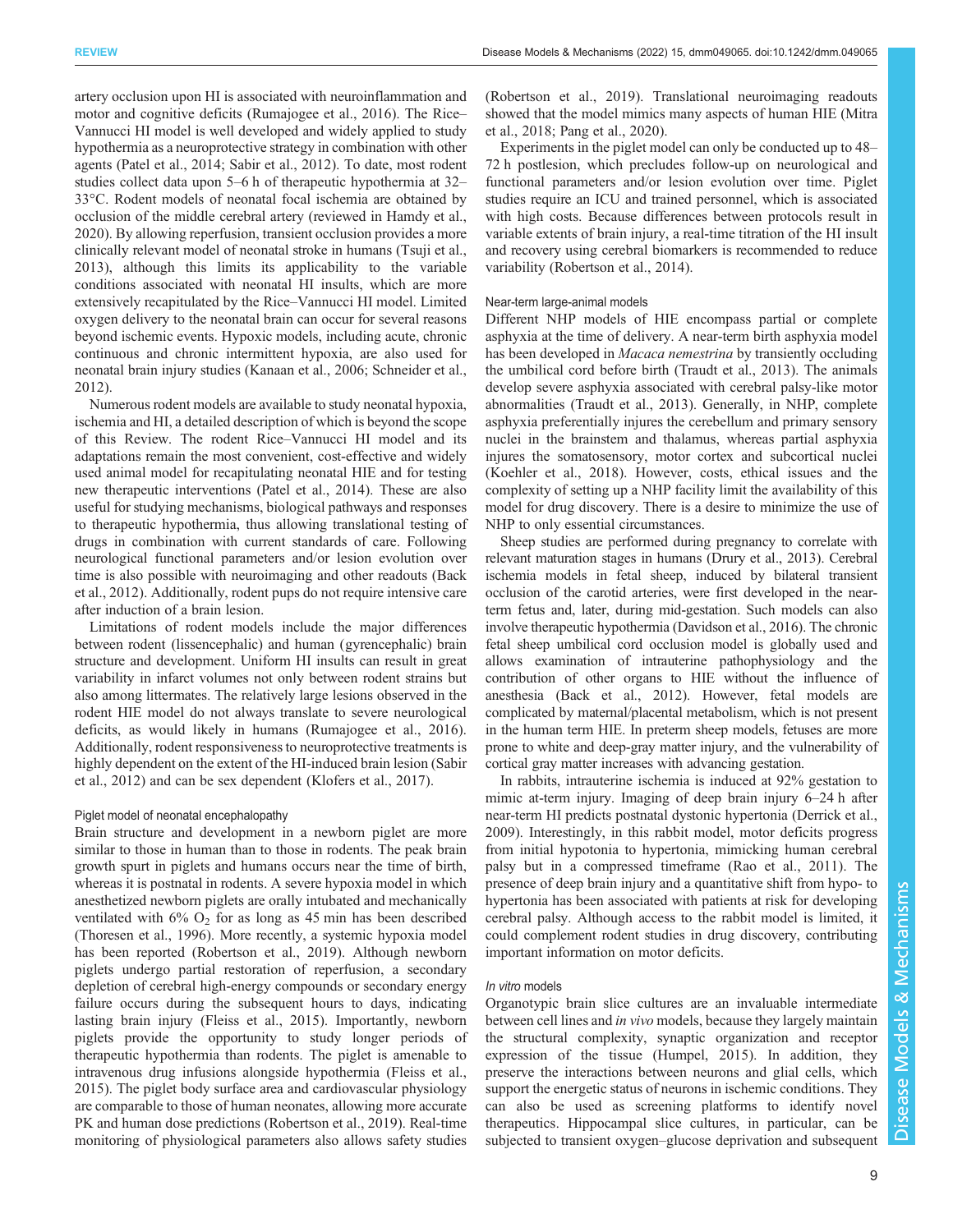artery occlusion upon HI is associated with neuroinflammation and motor and cognitive deficits (Rumajogee et al., 2016). The Rice–Vannucci HI model is well developed and widely applied to study hypothermia as a neuroprotective strategy in combination with other agents (Patel et al., 2014; Sabir et al., 2012). To date, most rodent studies collect data upon 5–6 h of therapeutic hypothermia at 32–33°C. Rodent models of neonatal focal ischemia are obtained by occlusion of the middle cerebral artery (reviewed in Hamdy et al., 2020). By allowing reperfusion, transient occlusion provides a more clinically relevant model of neonatal stroke in humans (Tsuji et al., 2013), although this limits its applicability to the variable conditions associated with neonatal HI insults, which are more extensively recapitulated by the Rice–Vannucci HI model. Limited oxygen delivery to the neonatal brain can occur for several reasons beyond ischemic events. Hypoxic models, including acute, chronic continuous and chronic intermittent hypoxia, are also used for neonatal brain injury studies (Kanaan et al., 2006; Schneider et al., 2012).

Numerous rodent models are available to study neonatal hypoxia, ischemia and HI, a detailed description of which is beyond the scope of this Review. The rodent Rice–Vannucci HI model and its adaptations remain the most convenient, cost-effective and widely used animal model for recapitulating neonatal HIE and for testing new therapeutic interventions (Patel et al., 2014). These are also useful for studying mechanisms, biological pathways and responses to therapeutic hypothermia, thus allowing translational testing of drugs in combination with current standards of care. Following neurological functional parameters and/or lesion evolution over time is also possible with neuroimaging and other readouts (Back et al., 2012). Additionally, rodent pups do not require intensive care after induction of a brain lesion.

Limitations of rodent models include the major differences between rodent (lissencephalic) and human (gyrencephalic) brain structure and development. Uniform HI insults can result in great variability in infarct volumes not only between rodent strains but also among littermates. The relatively large lesions observed in the rodent HIE model do not always translate to severe neurological deficits, as would likely in humans (Rumajogee et al., 2016). Additionally, rodent responsiveness to neuroprotective treatments is highly dependent on the extent of the HI-induced brain lesion (Sabir et al., 2012) and can be sex dependent (Klofers et al., 2017).

#### Piglet model of neonatal encephalopathy

Brain structure and development in a newborn piglet are more similar to those in human than to those in rodents. The peak brain growth spurt in piglets and humans occurs near the time of birth, whereas it is postnatal in rodents. A severe hypoxia model in which anesthetized newborn piglets are orally intubated and mechanically ventilated with 6% $O_2$ for as long as 45 min has been described (Thoresen et al., 1996). More recently, a systemic hypoxia model has been reported (Robertson et al., 2019). Although newborn piglets undergo partial restoration of reperfusion, a secondary depletion of cerebral high-energy compounds or secondary energy failure occurs during the subsequent hours to days, indicating lasting brain injury (Fleiss et al., 2015). Importantly, newborn piglets provide the opportunity to study longer periods of therapeutic hypothermia than rodents. The piglet is amenable to intravenous drug infusions alongside hypothermia (Fleiss et al., 2015). The piglet body surface area and cardiovascular physiology are comparable to those of human neonates, allowing more accurate PK and human dose predictions (Robertson et al., 2019). Real-time monitoring of physiological parameters also allows safety studies (Robertson et al., 2019). Translational neuroimaging readouts showed that the model mimics many aspects of human HIE (Mitra et al., 2018; Pang et al., 2020).

Experiments in the piglet model can only be conducted up to 48–72 h postlesion, which precludes follow-up on neurological and functional parameters and/or lesion evolution over time. Piglet studies require an ICU and trained personnel, which is associated with high costs. Because differences between protocols result in variable extents of brain injury, a real-time titration of the HI insult and recovery using cerebral biomarkers is recommended to reduce variability (Robertson et al., 2014).

#### Near-term large-animal models

Different NHP models of HIE encompass partial or complete asphyxia at the time of delivery. A near-term birth asphyxia model has been developed in *Macaca nemestrina* by transiently occluding the umbilical cord before birth (Traudt et al., 2013). The animals develop severe asphyxia associated with cerebral palsy-like motor abnormalities (Traudt et al., 2013). Generally, in NHP, complete asphyxia preferentially injures the cerebellum and primary sensory nuclei in the brainstem and thalamus, whereas partial asphyxia injures the somatosensory, motor cortex and subcortical nuclei (Koehler et al., 2018). However, costs, ethical issues and the complexity of setting up a NHP facility limit the availability of this model for drug discovery. There is a desire to minimize the use of NHP to only essential circumstances.

Sheep studies are performed during pregnancy to correlate with relevant maturation stages in humans (Drury et al., 2013). Cerebral ischemia models in fetal sheep, induced by bilateral transient occlusion of the carotid arteries, were first developed in the near-term fetus and, later, during mid-gestation. Such models can also involve therapeutic hypothermia (Davidson et al., 2016). The chronic fetal sheep umbilical cord occlusion model is globally used and allows examination of intrauterine pathophysiology and the contribution of other organs to HIE without the influence of anesthesia (Back et al., 2012). However, fetal models are complicated by maternal/placental metabolism, which is not present in the human term HIE. In preterm sheep models, fetuses are more prone to white and deep-gray matter injury, and the vulnerability of cortical gray matter increases with advancing gestation.

In rabbits, intrauterine ischemia is induced at 92% gestation to mimic at-term injury. Imaging of deep brain injury 6–24 h after near-term HI predicts postnatal dystonic hypertonia (Derrick et al., 2009). Interestingly, in this rabbit model, motor deficits progress from initial hypotonia to hypertonia, mimicking human cerebral palsy but in a compressed timeframe (Rao et al., 2011). The presence of deep brain injury and a quantitative shift from hypo- to hypertonia has been associated with patients at risk for developing cerebral palsy. Although access to the rabbit model is limited, it could complement rodent studies in drug discovery, contributing important information on motor deficits.

#### *In vitro* models

Organotypic brain slice cultures are an invaluable intermediate between cell lines and *in vivo* models, because they largely maintain the structural complexity, synaptic organization and receptor expression of the tissue (Humpel, 2015). In addition, they preserve the interactions between neurons and glial cells, which support the energetic status of neurons in ischemic conditions. They can also be used as screening platforms to identify novel therapeutics. Hippocampal slice cultures, in particular, can be subjected to transient oxygen–glucose deprivation and subsequent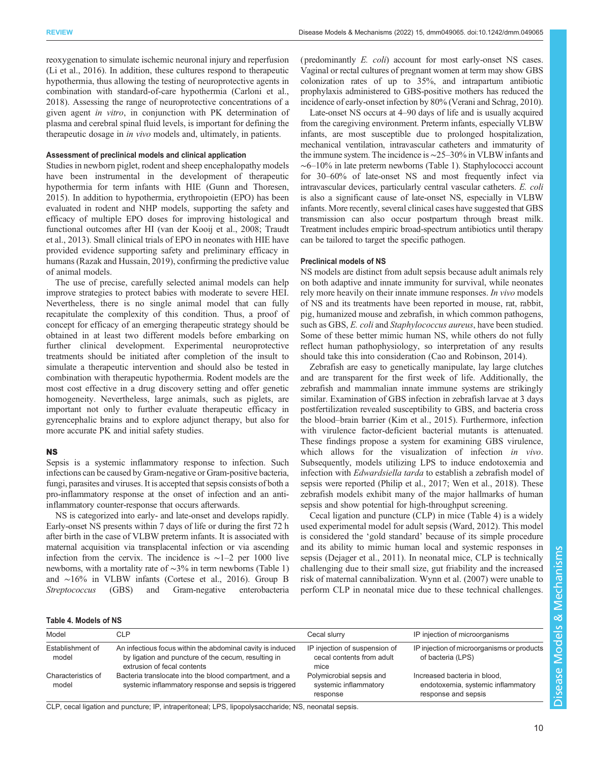reoxygenation to simulate ischemic neuronal injury and reperfusion (Li et al., 2016). In addition, these cultures respond to therapeutic hypothermia, thus allowing the testing of neuroprotective agents in combination with standard-of-care hypothermia (Carloni et al., 2018). Assessing the range of neuroprotective concentrations of a given agent *in vitro*, in conjunction with PK determination of plasma and cerebral spinal fluid levels, is important for defining the therapeutic dosage in *in vivo* models and, ultimately, in patients.

#### Assessment of preclinical models and clinical application

Studies in newborn piglet, rodent and sheep encephalopathy models have been instrumental in the development of therapeutic hypothermia for term infants with HIE (Gunn and Thoresen, 2015). In addition to hypothermia, erythropoietin (EPO) has been evaluated in rodent and NHP models, supporting the safety and efficacy of multiple EPO doses for improving histological and functional outcomes after HI (van der Kooij et al., 2008; Traudt et al., 2013). Small clinical trials of EPO in neonates with HIE have provided evidence supporting safety and preliminary efficacy in humans (Razak and Hussain, 2019), confirming the predictive value of animal models.

The use of precise, carefully selected animal models can help improve strategies to protect babies with moderate to severe HEI. Nevertheless, there is no single animal model that can fully recapitulate the complexity of this condition. Thus, a proof of concept for efficacy of an emerging therapeutic strategy should be obtained in at least two different models before embarking on further clinical development. Experimental neuroprotective treatments should be initiated after completion of the insult to simulate a therapeutic intervention and should also be tested in combination with therapeutic hypothermia. Rodent models are the most cost effective in a drug discovery setting and offer genetic homogeneity. Nevertheless, large animals, such as piglets, are important not only to further evaluate therapeutic efficacy in gyrencephalic brains and to explore adjunct therapy, but also for more accurate PK and initial safety studies.

### NS

Sepsis is a systemic inflammatory response to infection. Such infections can be caused by Gram-negative or Gram-positive bacteria, fungi, parasites and viruses. It is accepted that sepsis consists of both a pro-inflammatory response at the onset of infection and an anti-inflammatory counter-response that occurs afterwards.

NS is categorized into early- and late-onset and develops rapidly. Early-onset NS presents within 7 days of life or during the first 72 h after birth in the case of VLBW preterm infants. It is associated with maternal acquisition via transplacental infection or via ascending infection from the cervix. The incidence is ∼1–2 per 1000 live newborns, with a mortality rate of ∼3% in term newborns (Table 1) and ∼16% in VLBW infants (Cortese et al., 2016). Group B *Streptococcus* (GBS) and Gram-negative enterobacteria (predominantly *E. coli*) account for most early-onset NS cases. Vaginal or rectal cultures of pregnant women at term may show GBS colonization rates of up to 35%, and intrapartum antibiotic prophylaxis administered to GBS-positive mothers has reduced the incidence of early-onset infection by 80% (Verani and Schrag, 2010).

Late-onset NS occurs at 4–90 days of life and is usually acquired from the caregiving environment. Preterm infants, especially VLBW infants, are most susceptible due to prolonged hospitalization, mechanical ventilation, intravascular catheters and immaturity of the immune system. The incidence is ∼25–30% in VLBW infants and ∼6–10% in late preterm newborns (Table 1). Staphylococci account for 30–60% of late-onset NS and most frequently infect via intravascular devices, particularly central vascular catheters. *E. coli* is also a significant cause of late-onset NS, especially in VLBW infants. More recently, several clinical cases have suggested that GBS transmission can also occur postpartum through breast milk. Treatment includes empiric broad-spectrum antibiotics until therapy can be tailored to target the specific pathogen.

#### Preclinical models of NS

NS models are distinct from adult sepsis because adult animals rely on both adaptive and innate immunity for survival, while neonates rely more heavily on their innate immune responses. *In vivo* models of NS and its treatments have been reported in mouse, rat, rabbit, pig, humanized mouse and zebrafish, in which common pathogens, such as GBS, *E. coli* and *Staphylococcus aureus*, have been studied. Some of these better mimic human NS, while others do not fully reflect human pathophysiology, so interpretation of any results should take this into consideration (Cao and Robinson, 2014).

Zebrafish are easy to genetically manipulate, lay large clutches and are transparent for the first week of life. Additionally, the zebrafish and mammalian innate immune systems are strikingly similar. Examination of GBS infection in zebrafish larvae at 3 days postfertilization revealed susceptibility to GBS, and bacteria cross the blood–brain barrier (Kim et al., 2015). Furthermore, infection with virulence factor-deficient bacterial mutants is attenuated. These findings propose a system for examining GBS virulence, which allows for the visualization of infection *in vivo*. Subsequently, models utilizing LPS to induce endotoxemia and infection with *Edwardsiella tarda* to establish a zebrafish model of sepsis were reported (Philip et al., 2017; Wen et al., 2018). These zebrafish models exhibit many of the major hallmarks of human sepsis and show potential for high-throughput screening.

Cecal ligation and puncture (CLP) in mice (Table 4) is a widely used experimental model for adult sepsis (Ward, 2012). This model is considered the 'gold standard' because of its simple procedure and its ability to mimic human local and systemic responses in sepsis (Dejager et al., 2011). In neonatal mice, CLP is technically challenging due to their small size, gut friability and the increased risk of maternal cannibalization. Wynn et al. (2007) were unable to perform CLP in neonatal mice due to these technical challenges.

**Table 4. Models of NS**

| Model | CLP | Cecal slurry | IP injection of microorganisms |
|---|---|---|---|
| Establishment of model | An infectious focus within the abdominal cavity is induced by ligation and puncture of the cecum, resulting in extrusion of fecal contents | IP injection of suspension of cecal contents from adult mice | IP injection of microorganisms or products of bacteria (LPS) |
| Characteristics of model | Bacteria translocate into the blood compartment, and a systemic inflammatory response and sepsis is triggered | Polymicrobial sepsis and systemic inflammatory response | Increased bacteria in blood, endotoxemia, systemic inflammatory response and sepsis |

CLP, cecal ligation and puncture; IP, intraperitoneal; LPS, lipopolysaccharide; NS, neonatal sepsis.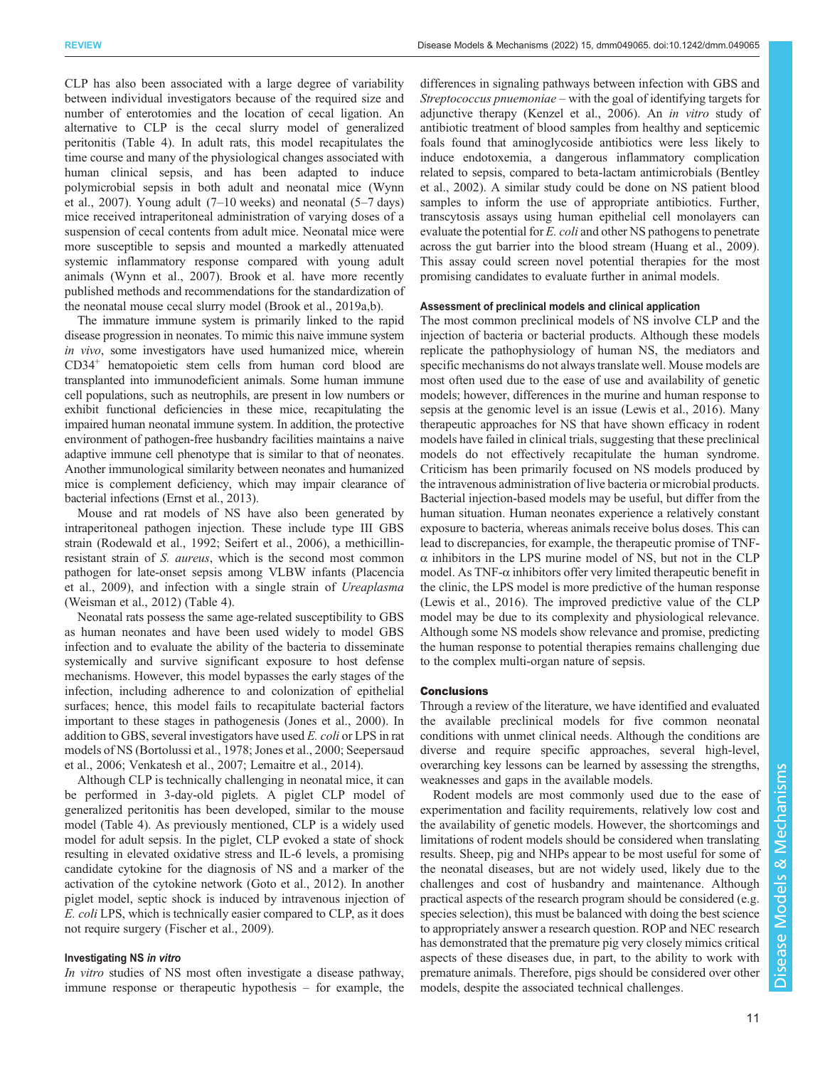CLP has also been associated with a large degree of variability between individual investigators because of the required size and number of enterotomies and the location of cecal ligation. An alternative to CLP is the cecal slurry model of generalized peritonitis (Table 4). In adult rats, this model recapitulates the time course and many of the physiological changes associated with human clinical sepsis, and has been adapted to induce polymicrobial sepsis in both adult and neonatal mice (Wynn et al., 2007). Young adult (7–10 weeks) and neonatal (5–7 days) mice received intraperitoneal administration of varying doses of a suspension of cecal contents from adult mice. Neonatal mice were more susceptible to sepsis and mounted a markedly attenuated systemic inflammatory response compared with young adult animals (Wynn et al., 2007). Brook et al. have more recently published methods and recommendations for the standardization of the neonatal mouse cecal slurry model (Brook et al., 2019a,b).

The immature immune system is primarily linked to the rapid disease progression in neonates. To mimic this naive immune system *in vivo*, some investigators have used humanized mice, wherein CD34$^{+}$ hematopoietic stem cells from human cord blood are transplanted into immunodeficient animals. Some human immune cell populations, such as neutrophils, are present in low numbers or exhibit functional deficiencies in these mice, recapitulating the impaired human neonatal immune system. In addition, the protective environment of pathogen-free husbandry facilities maintains a naive adaptive immune cell phenotype that is similar to that of neonates. Another immunological similarity between neonates and humanized mice is complement deficiency, which may impair clearance of bacterial infections (Ernst et al., 2013).

Mouse and rat models of NS have also been generated by intraperitoneal pathogen injection. These include type III GBS strain (Rodewald et al., 1992; Seifert et al., 2006), a methicillin-resistant strain of *S. aureus*, which is the second most common pathogen for late-onset sepsis among VLBW infants (Placencia et al., 2009), and infection with a single strain of *Ureaplasma* (Weisman et al., 2012) (Table 4).

Neonatal rats possess the same age-related susceptibility to GBS as human neonates and have been used widely to model GBS infection and to evaluate the ability of the bacteria to disseminate systemically and survive significant exposure to host defense mechanisms. However, this model bypasses the early stages of the infection, including adherence to and colonization of epithelial surfaces; hence, this model fails to recapitulate bacterial factors important to these stages in pathogenesis (Jones et al., 2000). In addition to GBS, several investigators have used *E. coli* or LPS in rat models of NS (Bortolussi et al., 1978; Jones et al., 2000; Seepersaud et al., 2006; Venkatesh et al., 2007; Lemaitre et al., 2014).

Although CLP is technically challenging in neonatal mice, it can be performed in 3-day-old piglets. A piglet CLP model of generalized peritonitis has been developed, similar to the mouse model (Table 4). As previously mentioned, CLP is a widely used model for adult sepsis. In the piglet, CLP evoked a state of shock resulting in elevated oxidative stress and IL-6 levels, a promising candidate cytokine for the diagnosis of NS and a marker of the activation of the cytokine network (Goto et al., 2012). In another piglet model, septic shock is induced by intravenous injection of *E. coli* LPS, which is technically easier compared to CLP, as it does not require surgery (Fischer et al., 2009).

#### Investigating NS *in vitro*

*In vitro* studies of NS most often investigate a disease pathway, immune response or therapeutic hypothesis – for example, the differences in signaling pathways between infection with GBS and *Streptococcus pnuemoniae* – with the goal of identifying targets for adjunctive therapy (Kenzel et al., 2006). An *in vitro* study of antibiotic treatment of blood samples from healthy and septicemic foals found that aminoglycoside antibiotics were less likely to induce endotoxemia, a dangerous inflammatory complication related to sepsis, compared to beta-lactam antimicrobials (Bentley et al., 2002). A similar study could be done on NS patient blood samples to inform the use of appropriate antibiotics. Further, transcytosis assays using human epithelial cell monolayers can evaluate the potential for *E. coli* and other NS pathogens to penetrate across the gut barrier into the blood stream (Huang et al., 2009). This assay could screen novel potential therapies for the most promising candidates to evaluate further in animal models.

#### Assessment of preclinical models and clinical application

The most common preclinical models of NS involve CLP and the injection of bacteria or bacterial products. Although these models replicate the pathophysiology of human NS, the mediators and specific mechanisms do not always translate well. Mouse models are most often used due to the ease of use and availability of genetic models; however, differences in the murine and human response to sepsis at the genomic level is an issue (Lewis et al., 2016). Many therapeutic approaches for NS that have shown efficacy in rodent models have failed in clinical trials, suggesting that these preclinical models do not effectively recapitulate the human syndrome. Criticism has been primarily focused on NS models produced by the intravenous administration of live bacteria or microbial products. Bacterial injection-based models may be useful, but differ from the human situation. Human neonates experience a relatively constant exposure to bacteria, whereas animals receive bolus doses. This can lead to discrepancies, for example, the therapeutic promise of TNF-α inhibitors in the LPS murine model of NS, but not in the CLP model. As TNF-α inhibitors offer very limited therapeutic benefit in the clinic, the LPS model is more predictive of the human response (Lewis et al., 2016). The improved predictive value of the CLP model may be due to its complexity and physiological relevance. Although some NS models show relevance and promise, predicting the human response to potential therapies remains challenging due to the complex multi-organ nature of sepsis.

### Conclusions

Through a review of the literature, we have identified and evaluated the available preclinical models for five common neonatal conditions with unmet clinical needs. Although the conditions are diverse and require specific approaches, several high-level, overarching key lessons can be learned by assessing the strengths, weaknesses and gaps in the available models.

Rodent models are most commonly used due to the ease of experimentation and facility requirements, relatively low cost and the availability of genetic models. However, the shortcomings and limitations of rodent models should be considered when translating results. Sheep, pig and NHPs appear to be most useful for some of the neonatal diseases, but are not widely used, likely due to the challenges and cost of husbandry and maintenance. Although practical aspects of the research program should be considered (e.g. species selection), this must be balanced with doing the best science to appropriately answer a research question. ROP and NEC research has demonstrated that the premature pig very closely mimics critical aspects of these diseases due, in part, to the ability to work with premature animals. Therefore, pigs should be considered over other models, despite the associated technical challenges.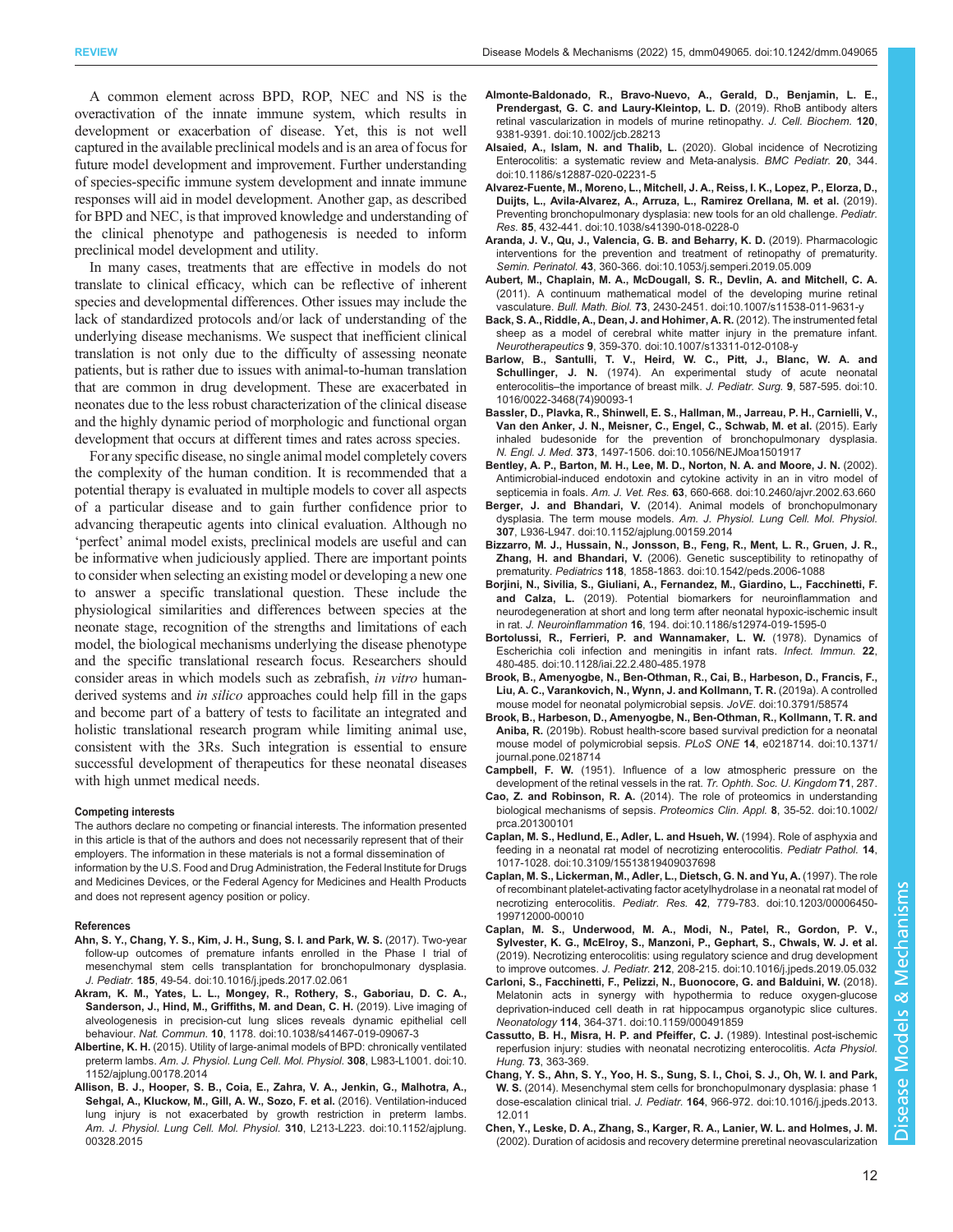A common element across BPD, ROP, NEC and NS is the overactivation of the innate immune system, which results in development or exacerbation of disease. Yet, this is not well captured in the available preclinical models and is an area of focus for future model development and improvement. Further understanding of species-specific immune system development and innate immune responses will aid in model development. Another gap, as described for BPD and NEC, is that improved knowledge and understanding of the clinical phenotype and pathogenesis is needed to inform preclinical model development and utility.

In many cases, treatments that are effective in models do not translate to clinical efficacy, which can be reflective of inherent species and developmental differences. Other issues may include the lack of standardized protocols and/or lack of understanding of the underlying disease mechanisms. We suspect that inefficient clinical translation is not only due to the difficulty of assessing neonate patients, but is rather due to issues with animal-to-human translation that are common in drug development. These are exacerbated in neonates due to the less robust characterization of the clinical disease and the highly dynamic period of morphologic and functional organ development that occurs at different times and rates across species.

For any specific disease, no single animal model completely covers the complexity of the human condition. It is recommended that a potential therapy is evaluated in multiple models to cover all aspects of a particular disease and to gain further confidence prior to advancing therapeutic agents into clinical evaluation. Although no 'perfect' animal model exists, preclinical models are useful and can be informative when judiciously applied. There are important points to consider when selecting an existing model or developing a new one to answer a specific translational question. These include the physiological similarities and differences between species at the neonate stage, recognition of the strengths and limitations of each model, the biological mechanisms underlying the disease phenotype and the specific translational research focus. Researchers should consider areas in which models such as zebrafish, *in vitro* human-derived systems and *in silico* approaches could help fill in the gaps and become part of a battery of tests to facilitate an integrated and holistic translational research program while limiting animal use, consistent with the 3Rs. Such integration is essential to ensure successful development of therapeutics for these neonatal diseases with high unmet medical needs.

#### Competing interests

The authors declare no competing or financial interests. The information presented in this article is that of the authors and does not necessarily represent that of their employers. The information in these materials is not a formal dissemination of information by the U.S. Food and Drug Administration, the Federal Institute for Drugs and Medicines Devices, or the Federal Agency for Medicines and Health Products and does not represent agency position or policy.

#### References

**Ahn, S. Y., Chang, Y. S., Kim, J. H., Sung, S. I. and Park, W. S.** (2017). Two-year follow-up outcomes of premature infants enrolled in the Phase I trial of mesenchymal stem cells transplantation for bronchopulmonary dysplasia. *J. Pediatr.* **185**, 49-54. doi:10.1016/j.jpeds.2017.02.061

**Akram, K. M., Yates, L. L., Mongey, R., Rothery, S., Gaboriau, D. C. A., Sanderson, J., Hind, M., Griffiths, M. and Dean, C. H.** (2019). Live imaging of alveologenesis in precision-cut lung slices reveals dynamic epithelial cell behaviour. *Nat. Commun.* **10**, 1178. doi:10.1038/s41467-019-09067-3

**Albertine, K. H.** (2015). Utility of large-animal models of BPD: chronically ventilated preterm lambs. *Am. J. Physiol. Lung Cell. Mol. Physiol.* **308**, L983-L1001. doi:10.1152/ajplung.00178.2014

**Allison, B. J., Hooper, S. B., Coia, E., Zahra, V. A., Jenkin, G., Malhotra, A., Sehgal, A., Kluckow, M., Gill, A. W., Sozo, F. et al.** (2016). Ventilation-induced lung injury is not exacerbated by growth restriction in preterm lambs. *Am. J. Physiol. Lung Cell. Mol. Physiol.* **310**, L213-L223. doi:10.1152/ajplung.00328.2015

**Almonte-Baldonado, R., Bravo-Nuevo, A., Gerald, D., Benjamin, L. E., Prendergast, G. C. and Laury-Kleintop, L. D.** (2019). RhoB antibody alters retinal vascularization in models of murine retinopathy. *J. Cell. Biochem.* **120**, 9381-9391. doi:10.1002/jcb.28213

**Alsaied, A., Islam, N. and Thalib, L.** (2020). Global incidence of Necrotizing Enterocolitis: a systematic review and Meta-analysis. *BMC Pediatr.* **20**, 344. doi:10.1186/s12887-020-02231-5

**Alvarez-Fuente, M., Moreno, L., Mitchell, J. A., Reiss, I. K., Lopez, P., Elorza, D., Duijts, L., Avila-Alvarez, A., Arruza, L., Ramirez Orellana, M. et al.** (2019). Preventing bronchopulmonary dysplasia: new tools for an old challenge. *Pediatr. Res.* **85**, 432-441. doi:10.1038/s41390-018-0228-0

**Aranda, J. V., Qu, J., Valencia, G. B. and Beharry, K. D.** (2019). Pharmacologic interventions for the prevention and treatment of retinopathy of prematurity. *Semin. Perinatol.* **43**, 360-366. doi:10.1053/j.semperi.2019.05.009

**Aubert, M., Chaplain, M. A., McDougall, S. R., Devlin, A. and Mitchell, C. A.** (2011). A continuum mathematical model of the developing murine retinal vasculature. *Bull. Math. Biol.* **73**, 2430-2451. doi:10.1007/s11538-011-9631-y

**Back, S. A., Riddle, A., Dean, J. and Hohimer, A. R.** (2012). The instrumented fetal sheep as a model of cerebral white matter injury in the premature infant. *Neurotherapeutics* **9**, 359-370. doi:10.1007/s13311-012-0108-y

**Barlow, B., Santulli, T. V., Heird, W. C., Pitt, J., Blanc, W. A. and Schullinger, J. N.** (1974). An experimental study of acute neonatal enterocolitis–the importance of breast milk. *J. Pediatr. Surg.* **9**, 587-595. doi:10.1016/0022-3468(74)90093-1

**Bassler, D., Plavka, R., Shinwell, E. S., Hallman, M., Jarreau, P. H., Carnielli, V., Van den Anker, J. N., Meisner, C., Engel, C., Schwab, M. et al.** (2015). Early inhaled budesonide for the prevention of bronchopulmonary dysplasia. *N. Engl. J. Med.* **373**, 1497-1506. doi:10.1056/NEJMoa1501917

**Bentley, A. P., Barton, M. H., Lee, M. D., Norton, N. A. and Moore, J. N.** (2002). Antimicrobial-induced endotoxin and cytokine activity in an in vitro model of septicemia in foals. *Am. J. Vet. Res.* **63**, 660-668. doi:10.2460/ajvr.2002.63.660

**Berger, J. and Bhandari, V.** (2014). Animal models of bronchopulmonary dysplasia. The term mouse models. *Am. J. Physiol. Lung Cell. Mol. Physiol.* **307**, L936-L947. doi:10.1152/ajplung.00159.2014

**Bizzarro, M. J., Hussain, N., Jonsson, B., Feng, R., Ment, L. R., Gruen, J. R., Zhang, H. and Bhandari, V.** (2006). Genetic susceptibility to retinopathy of prematurity. *Pediatrics* **118**, 1858-1863. doi:10.1542/peds.2006-1088

**Borjini, N., Sivilia, S., Giuliani, A., Fernandez, M., Giardino, L., Facchinetti, F. and Calza, L.** (2019). Potential biomarkers for neuroinflammation and neurodegeneration at short and long term after neonatal hypoxic-ischemic insult in rat. *J. Neuroinflammation* **16**, 194. doi:10.1186/s12974-019-1595-0

**Bortolussi, R., Ferrieri, P. and Wannamaker, L. W.** (1978). Dynamics of Escherichia coli infection and meningitis in infant rats. *Infect. Immun.* **22**, 480-485. doi:10.1128/iai.22.2.480-485.1978

**Brook, B., Amenyogbe, N., Ben-Othman, R., Cai, B., Harbeson, D., Francis, F., Liu, A. C., Varankovich, N., Wynn, J. and Kollmann, T. R.** (2019a). A controlled mouse model for neonatal polymicrobial sepsis. *JoVE.* doi:10.3791/58574

**Brook, B., Harbeson, D., Amenyogbe, N., Ben-Othman, R., Kollmann, T. R. and Aniba, R.** (2019b). Robust health-score based survival prediction for a neonatal mouse model of polymicrobial sepsis. *PLoS ONE* **14**, e0218714. doi:10.1371/journal.pone.0218714

**Campbell, F. W.** (1951). Influence of a low atmospheric pressure on the development of the retinal vessels in the rat. *Tr. Ophth. Soc. U. Kingdom* **71**, 287.

**Cao, Z. and Robinson, R. A.** (2014). The role of proteomics in understanding biological mechanisms of sepsis. *Proteomics Clin. Appl.* **8**, 35-52. doi:10.1002/prca.201300101

**Caplan, M. S., Hedlund, E., Adler, L. and Hsueh, W.** (1994). Role of asphyxia and feeding in a neonatal rat model of necrotizing enterocolitis. *Pediatr Pathol.* **14**, 1017-1028. doi:10.3109/15513819409037698

**Caplan, M. S., Lickerman, M., Adler, L., Dietsch, G. N. and Yu, A.** (1997). The role of recombinant platelet-activating factor acetylhydrolase in a neonatal rat model of necrotizing enterocolitis. *Pediatr. Res.* **42**, 779-783. doi:10.1203/00006450-199712000-00010

**Caplan, M. S., Underwood, M. A., Modi, N., Patel, R., Gordon, P. V., Sylvester, K. G., McElroy, S., Manzoni, P., Gephart, S., Chwals, W. J. et al.** (2019). Necrotizing enterocolitis: using regulatory science and drug development to improve outcomes. *J. Pediatr.* **212**, 208-215. doi:10.1016/j.jpeds.2019.05.032

**Carloni, S., Facchinetti, F., Pelizzi, N., Buonocore, G. and Balduini, W.** (2018). Melatonin acts in synergy with hypothermia to reduce oxygen-glucose deprivation-induced cell death in rat hippocampus organotypic slice cultures. *Neonatology* **114**, 364-371. doi:10.1159/000491859

**Cassutto, B. H., Misra, H. P. and Pfeiffer, C. J.** (1989). Intestinal post-ischemic reperfusion injury: studies with neonatal necrotizing enterocolitis. *Acta Physiol. Hung.* **73**, 363-369.

**Chang, Y. S., Ahn, S. Y., Yoo, H. S., Sung, S. I., Choi, S. J., Oh, W. I. and Park, W. S.** (2014). Mesenchymal stem cells for bronchopulmonary dysplasia: phase 1 dose-escalation clinical trial. *J. Pediatr.* **164**, 966-972. doi:10.1016/j.jpeds.2013.12.011

**Chen, Y., Leske, D. A., Zhang, S., Karger, R. A., Lanier, W. L. and Holmes, J. M.** (2002). Duration of acidosis and recovery determine preretinal neovascularization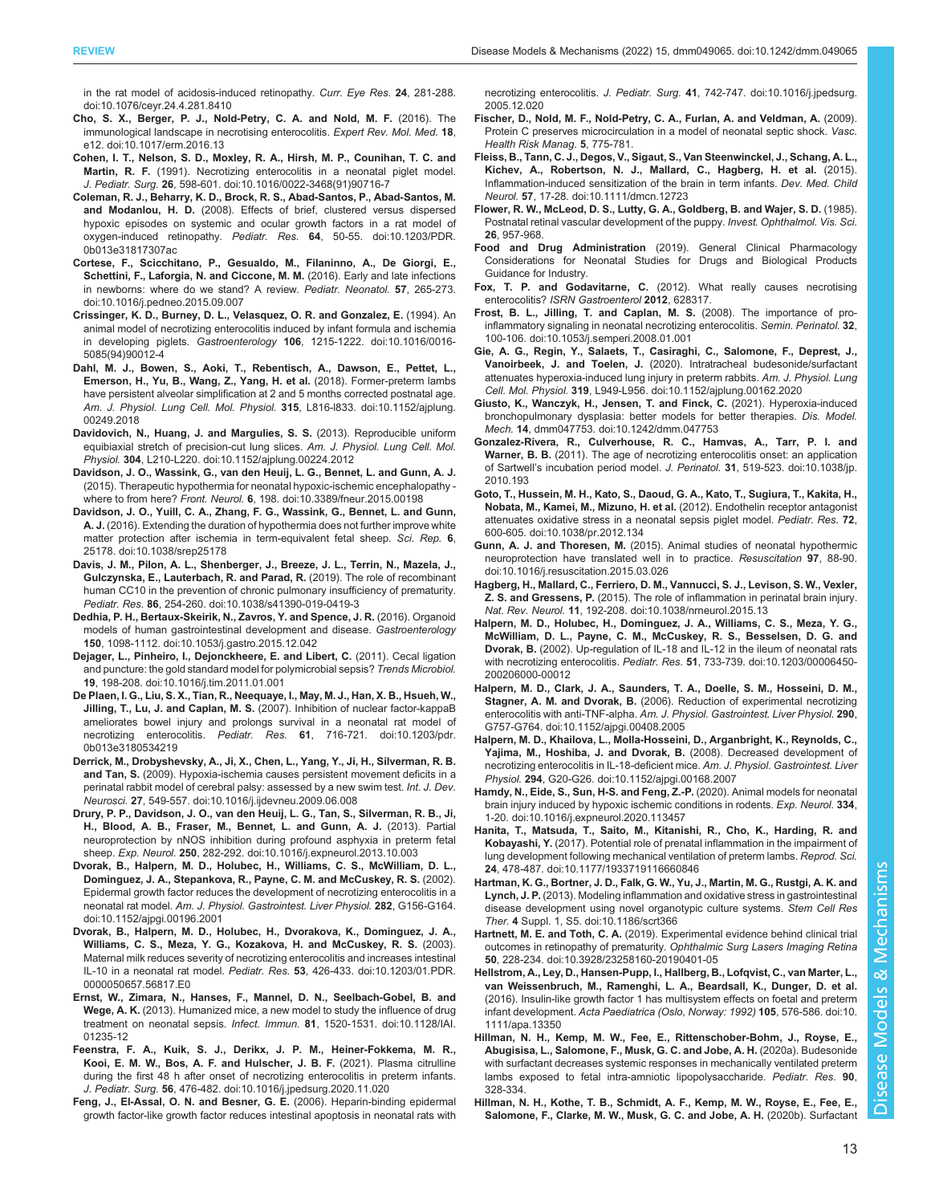in the rat model of acidosis-induced retinopathy. *Curr. Eye Res.* **24**, 281-288. doi:10.1076/ceyr.24.4.281.8410

**Cho, S. X., Berger, P. J., Nold-Petry, C. A. and Nold, M. F.** (2016). The immunological landscape in necrotising enterocolitis. *Expert Rev. Mol. Med.* **18**, e12. doi:10.1017/erm.2016.13

**Cohen, I. T., Nelson, S. D., Moxley, R. A., Hirsh, M. P., Counihan, T. C. and Martin, R. F.** (1991). Necrotizing enterocolitis in a neonatal piglet model. *J. Pediatr. Surg.* **26**, 598-601. doi:10.1016/0022-3468(91)90716-7

**Coleman, R. J., Beharry, K. D., Brock, R. S., Abad-Santos, P., Abad-Santos, M. and Modanlou, H. D.** (2008). Effects of brief, clustered versus dispersed hypoxic episodes on systemic and ocular growth factors in a rat model of oxygen-induced retinopathy. *Pediatr. Res.* **64**, 50-55. doi:10.1203/PDR.0b013e31817307ac

**Cortese, F., Scicchitano, P., Gesualdo, M., Filaninno, A., De Giorgi, E., Schettini, F., Laforgia, N. and Ciccone, M. M.** (2016). Early and late infections in newborns: where do we stand? A review. *Pediatr. Neonatol.* **57**, 265-273. doi:10.1016/j.pedneo.2015.09.007

**Crissinger, K. D., Burney, D. L., Velasquez, O. R. and Gonzalez, E.** (1994). An animal model of necrotizing enterocolitis induced by infant formula and ischemia in developing piglets. *Gastroenterology* **106**, 1215-1222. doi:10.1016/0016-5085(94)90012-4

**Dahl, M. J., Bowen, S., Aoki, T., Rebentisch, A., Dawson, E., Pettet, L., Emerson, H., Yu, B., Wang, Z., Yang, H. et al.** (2018). Former-preterm lambs have persistent alveolar simplification at 2 and 5 months corrected postnatal age. *Am. J. Physiol. Lung Cell. Mol. Physiol.* **315**, L816-l833. doi:10.1152/ajplung.00249.2018

**Davidovich, N., Huang, J. and Margulies, S. S.** (2013). Reproducible uniform equibiaxial stretch of precision-cut lung slices. *Am. J. Physiol. Lung Cell. Mol. Physiol.* **304**, L210-L220. doi:10.1152/ajplung.00224.2012

**Davidson, J. O., Wassink, G., van den Heuij, L. G., Bennet, L. and Gunn, A. J.** (2015). Therapeutic hypothermia for neonatal hypoxic-ischemic encephalopathy - where to from here? *Front. Neurol.* **6**, 198. doi:10.3389/fneur.2015.00198

**Davidson, J. O., Yuill, C. A., Zhang, F. G., Wassink, G., Bennet, L. and Gunn, A. J.** (2016). Extending the duration of hypothermia does not further improve white matter protection after ischemia in term-equivalent fetal sheep. *Sci. Rep.* **6**, 25178. doi:10.1038/srep25178

**Davis, J. M., Pilon, A. L., Shenberger, J., Breeze, J. L., Terrin, N., Mazela, J., Gulczynska, E., Lauterbach, R. and Parad, R.** (2019). The role of recombinant human CC10 in the prevention of chronic pulmonary insufficiency of prematurity. *Pediatr. Res.* **86**, 254-260. doi:10.1038/s41390-019-0419-3

**Dedhia, P. H., Bertaux-Skeirik, N., Zavros, Y. and Spence, J. R.** (2016). Organoid models of human gastrointestinal development and disease. *Gastroenterology* **150**, 1098-1112. doi:10.1053/j.gastro.2015.12.042

**Dejager, L., Pinheiro, I., Dejonckheere, E. and Libert, C.** (2011). Cecal ligation and puncture: the gold standard model for polymicrobial sepsis? *Trends Microbiol.* **19**, 198-208. doi:10.1016/j.tim.2011.01.001

**De Plaen, I. G., Liu, S. X., Tian, R., Neequaye, I., May, M. J., Han, X. B., Hsueh, W., Jilling, T., Lu, J. and Caplan, M. S.** (2007). Inhibition of nuclear factor-kappaB ameliorates bowel injury and prolongs survival in a neonatal rat model of necrotizing enterocolitis. *Pediatr. Res.* **61**, 716-721. doi:10.1203/pdr.0b013e3180534219

**Derrick, M., Drobyshevsky, A., Ji, X., Chen, L., Yang, Y., Ji, H., Silverman, R. B. and Tan, S.** (2009). Hypoxia-ischemia causes persistent movement deficits in a perinatal rabbit model of cerebral palsy: assessed by a new swim test. *Int. J. Dev. Neurosci.* **27**, 549-557. doi:10.1016/j.ijdevneu.2009.06.008

**Drury, P. P., Davidson, J. O., van den Heuij, L. G., Tan, S., Silverman, R. B., Ji, H., Blood, A. B., Fraser, M., Bennet, L. and Gunn, A. J.** (2013). Partial neuroprotection by nNOS inhibition during profound asphyxia in preterm fetal sheep. *Exp. Neurol.* **250**, 282-292. doi:10.1016/j.expneurol.2013.10.003

**Dvorak, B., Halpern, M. D., Holubec, H., Williams, C. S., McWilliam, D. L., Dominguez, J. A., Stepankova, R., Payne, C. M. and McCuskey, R. S.** (2002). Epidermal growth factor reduces the development of necrotizing enterocolitis in a neonatal rat model. *Am. J. Physiol. Gastrointest. Liver Physiol.* **282**, G156-G164. doi:10.1152/ajpgi.00196.2001

**Dvorak, B., Halpern, M. D., Holubec, H., Dvorakova, K., Dominguez, J. A., Williams, C. S., Meza, Y. G., Kozakova, H. and McCuskey, R. S.** (2003). Maternal milk reduces severity of necrotizing enterocolitis and increases intestinal IL-10 in a neonatal rat model. *Pediatr. Res.* **53**, 426-433. doi:10.1203/01.PDR.0000050657.56817.E0

**Ernst, W., Zimara, N., Hanses, F., Mannel, D. N., Seelbach-Gobel, B. and Wege, A. K.** (2013). Humanized mice, a new model to study the influence of drug treatment on neonatal sepsis. *Infect. Immun.* **81**, 1520-1531. doi:10.1128/IAI.01235-12

**Feenstra, F. A., Kuik, S. J., Derikx, J. P. M., Heiner-Fokkema, M. R., Kooi, E. M. W., Bos, A. F. and Hulscher, J. B. F.** (2021). Plasma citrulline during the first 48 h after onset of necrotizing enterocolitis in preterm infants. *J. Pediatr. Surg.* **56**, 476-482. doi:10.1016/j.jpedsurg.2020.11.020

**Feng, J., El-Assal, O. N. and Besner, G. E.** (2006). Heparin-binding epidermal growth factor-like growth factor reduces intestinal apoptosis in neonatal rats with necrotizing enterocolitis. *J. Pediatr. Surg.* **41**, 742-747. doi:10.1016/j.jpedsurg.2005.12.020

**Fischer, D., Nold, M. F., Nold-Petry, C. A., Furlan, A. and Veldman, A.** (2009). Protein C preserves microcirculation in a model of neonatal septic shock. *Vasc. Health Risk Manag.* **5**, 775-781.

**Fleiss, B., Tann, C. J., Degos, V., Sigaut, S., Van Steenwinckel, J., Schang, A. L., Kichev, A., Robertson, N. J., Mallard, C., Hagberg, H. et al.** (2015). Inflammation-induced sensitization of the brain in term infants. *Dev. Med. Child Neurol.* **57**, 17-28. doi:10.1111/dmcn.12723

**Flower, R. W., McLeod, D. S., Lutty, G. A., Goldberg, B. and Wajer, S. D.** (1985). Postnatal retinal vascular development of the puppy. *Invest. Ophthalmol. Vis. Sci.* **26**, 957-968.

**Food and Drug Administration** (2019). General Clinical Pharmacology Considerations for Neonatal Studies for Drugs and Biological Products Guidance for Industry.

**Fox, T. P. and Godavitarne, C.** (2012). What really causes necrotising enterocolitis? *ISRN Gastroenterol* **2012**, 628317.

**Frost, B. L., Jilling, T. and Caplan, M. S.** (2008). The importance of pro-inflammatory signaling in neonatal necrotizing enterocolitis. *Semin. Perinatol.* **32**, 100-106. doi:10.1053/j.semperi.2008.01.001

**Gie, A. G., Regin, Y., Salaets, T., Casiraghi, C., Salomone, F., Deprest, J., Vanoirbeek, J. and Toelen, J.** (2020). Intratracheal budesonide/surfactant attenuates hyperoxia-induced lung injury in preterm rabbits. *Am. J. Physiol. Lung Cell. Mol. Physiol.* **319**, L949-L956. doi:10.1152/ajplung.00162.2020

**Giusto, K., Wanczyk, H., Jensen, T. and Finck, C.** (2021). Hyperoxia-induced bronchopulmonary dysplasia: better models for better therapies. *Dis. Model. Mech.* **14**, dmm047753. doi:10.1242/dmm.047753

**Gonzalez-Rivera, R., Culverhouse, R. C., Hamvas, A., Tarr, P. I. and Warner, B. B.** (2011). The age of necrotizing enterocolitis onset: an application of Sartwell's incubation period model. *J. Perinatol.* **31**, 519-523. doi:10.1038/jp.2010.193

**Goto, T., Hussein, M. H., Kato, S., Daoud, G. A., Kato, T., Sugiura, T., Kakita, H., Nobata, M., Kamei, M., Mizuno, H. et al.** (2012). Endothelin receptor antagonist attenuates oxidative stress in a neonatal sepsis piglet model. *Pediatr. Res.* **72**, 600-605. doi:10.1038/pr.2012.134

**Gunn, A. J. and Thoresen, M.** (2015). Animal studies of neonatal hypothermic neuroprotection have translated well in to practice. *Resuscitation* **97**, 88-90. doi:10.1016/j.resuscitation.2015.03.026

**Hagberg, H., Mallard, C., Ferriero, D. M., Vannucci, S. J., Levison, S. W., Vexler, Z. S. and Gressens, P.** (2015). The role of inflammation in perinatal brain injury. *Nat. Rev. Neurol.* **11**, 192-208. doi:10.1038/nrneurol.2015.13

**Halpern, M. D., Holubec, H., Dominguez, J. A., Williams, C. S., Meza, Y. G., McWilliam, D. L., Payne, C. M., McCuskey, R. S., Besselsen, D. G. and Dvorak, B.** (2002). Up-regulation of IL-18 and IL-12 in the ileum of neonatal rats with necrotizing enterocolitis. *Pediatr. Res.* **51**, 733-739. doi:10.1203/00006450-200206000-00012

**Halpern, M. D., Clark, J. A., Saunders, T. A., Doelle, S. M., Hosseini, D. M., Stagner, A. M. and Dvorak, B.** (2006). Reduction of experimental necrotizing enterocolitis with anti-TNF-alpha. *Am. J. Physiol. Gastrointest. Liver Physiol.* **290**, G757-G764. doi:10.1152/ajpgi.00408.2005

**Halpern, M. D., Khailova, L., Molla-Hosseini, D., Arganbright, K., Reynolds, C., Yajima, M., Hoshiba, J. and Dvorak, B.** (2008). Decreased development of necrotizing enterocolitis in IL-18-deficient mice. *Am. J. Physiol. Gastrointest. Liver Physiol.* **294**, G20-G26. doi:10.1152/ajpgi.00168.2007

**Hamdy, N., Eide, S., Sun, H-S. and Feng, Z.-P.** (2020). Animal models for neonatal brain injury induced by hypoxic ischemic conditions in rodents. *Exp. Neurol.* **334**, 1-20. doi:10.1016/j.expneurol.2020.113457

**Hanita, T., Matsuda, T., Saito, M., Kitanishi, R., Cho, K., Harding, R. and Kobayashi, Y.** (2017). Potential role of prenatal inflammation in the impairment of lung development following mechanical ventilation of preterm lambs. *Reprod. Sci.* **24**, 478-487. doi:10.1177/1933719116660846

**Hartman, K. G., Bortner, J. D., Falk, G. W., Yu, J., Martin, M. G., Rustgi, A. K. and Lynch, J. P.** (2013). Modeling inflammation and oxidative stress in gastrointestinal disease development using novel organotypic culture systems. *Stem Cell Res Ther.* **4** Suppl. 1, S5. doi:10.1186/scrt366

**Hartnett, M. E. and Toth, C. A.** (2019). Experimental evidence behind clinical trial outcomes in retinopathy of prematurity. *Ophthalmic Surg Lasers Imaging Retina* **50**, 228-234. doi:10.3928/23258160-20190401-05

**Hellstrom, A., Ley, D., Hansen-Pupp, I., Hallberg, B., Lofqvist, C., van Marter, L., van Weissenbruch, M., Ramenghi, L. A., Beardsall, K., Dunger, D. et al.** (2016). Insulin-like growth factor 1 has multisystem effects on foetal and preterm infant development. *Acta Paediatrica (Oslo, Norway: 1992)* **105**, 576-586. doi:10.1111/apa.13350

**Hillman, N. H., Kemp, M. W., Fee, E., Rittenschober-Bohm, J., Royse, E., Abugisisa, L., Salomone, F., Musk, G. C. and Jobe, A. H.** (2020a). Budesonide with surfactant decreases systemic responses in mechanically ventilated preterm lambs exposed to fetal intra-amniotic lipopolysaccharide. *Pediatr. Res.* **90**, 328-334.

**Hillman, N. H., Kothe, T. B., Schmidt, A. F., Kemp, M. W., Royse, E., Fee, E., Salomone, F., Clarke, M. W., Musk, G. C. and Jobe, A. H.** (2020b). Surfactant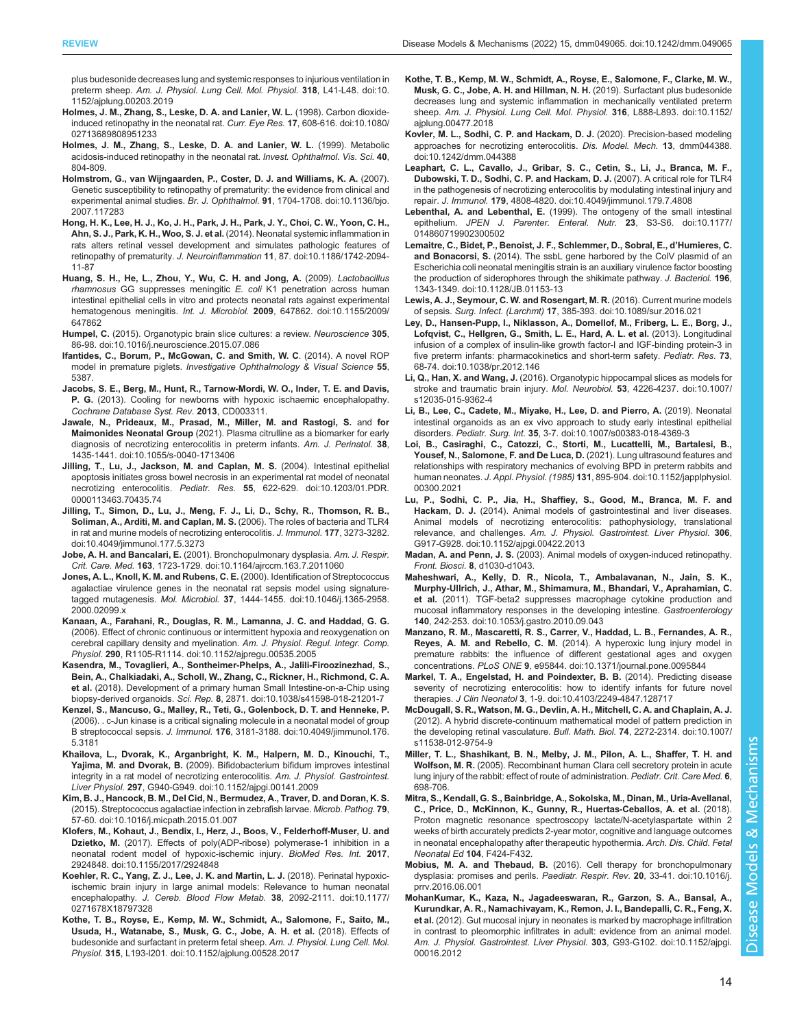plus budesonide decreases lung and systemic responses to injurious ventilation in preterm sheep. *Am. J. Physiol. Lung Cell. Mol. Physiol.* **318**, L41-L48. doi:10.1152/ajplung.00203.2019

**Holmes, J. M., Zhang, S., Leske, D. A. and Lanier, W. L.** (1998). Carbon dioxide-induced retinopathy in the neonatal rat. *Curr. Eye Res.* **17**, 608-616. doi:10.1080/02713689808951233

**Holmes, J. M., Zhang, S., Leske, D. A. and Lanier, W. L.** (1999). Metabolic acidosis-induced retinopathy in the neonatal rat. *Invest. Ophthalmol. Vis. Sci.* **40**, 804-809.

**Holmstrom, G., van Wijngaarden, P., Coster, D. J. and Williams, K. A.** (2007). Genetic susceptibility to retinopathy of prematurity: the evidence from clinical and experimental animal studies. *Br. J. Ophthalmol.* **91**, 1704-1708. doi:10.1136/bjo.2007.117283

**Hong, H. K., Lee, H. J., Ko, J. H., Park, J. H., Park, J. Y., Choi, C. W., Yoon, C. H., Ahn, S. J., Park, K. H., Woo, S. J. et al.** (2014). Neonatal systemic inflammation in rats alters retinal vessel development and simulates pathologic features of retinopathy of prematurity. *J. Neuroinflammation* **11**, 87. doi:10.1186/1742-2094-11-87

**Huang, S. H., He, L., Zhou, Y., Wu, C. H. and Jong, A.** (2009). *Lactobacillus rhamnosus* GG suppresses meningitic *E. coli* K1 penetration across human intestinal epithelial cells in vitro and protects neonatal rats against experimental hematogenous meningitis. *Int. J. Microbiol.* **2009**, 647862. doi:10.1155/2009/647862

**Humpel, C.** (2015). Organotypic brain slice cultures: a review. *Neuroscience* **305**, 86-98. doi:10.1016/j.neuroscience.2015.07.086

**Ifantides, C., Borum, P., McGowan, C. and Smith, W. C** (2014). A novel ROP model in premature piglets. *Investigative Ophthalmology & Visual Science* **55**, 5387.

**Jacobs, S. E., Berg, M., Hunt, R., Tarnow-Mordi, W. O., Inder, T. E. and Davis, P. G.** (2013). Cooling for newborns with hypoxic ischaemic encephalopathy. *Cochrane Database Syst. Rev.* **2013**, CD003311.

**Jawale, N., Prideaux, M., Prasad, M., Miller, M. and Rastogi, S.** and **for Maimonides Neonatal Group** (2021). Plasma citrulline as a biomarker for early diagnosis of necrotizing enterocolitis in preterm infants. *Am. J. Perinatol.* **38**, 1435-1441. doi:10.1055/s-0040-1713406

**Jilling, T., Lu, J., Jackson, M. and Caplan, M. S.** (2004). Intestinal epithelial apoptosis initiates gross bowel necrosis in an experimental rat model of neonatal necrotizing enterocolitis. *Pediatr. Res.* **55**, 622-629. doi:10.1203/01.PDR.0000113463.70435.74

**Jilling, T., Simon, D., Lu, J., Meng, F. J., Li, D., Schy, R., Thomson, R. B., Soliman, A., Arditi, M. and Caplan, M. S.** (2006). The roles of bacteria and TLR4 in rat and murine models of necrotizing enterocolitis. *J. Immunol.* **177**, 3273-3282. doi:10.4049/jimmunol.177.5.3273

**Jobe, A. H. and Bancalari, E.** (2001). Bronchopulmonary dysplasia. *Am. J. Respir. Crit. Care. Med.* **163**, 1723-1729. doi:10.1164/ajrccm.163.7.2011060

**Jones, A. L., Knoll, K. M. and Rubens, C. E.** (2000). Identification of Streptococcus agalactiae virulence genes in the neonatal rat sepsis model using signature-tagged mutagenesis. *Mol. Microbiol.* **37**, 1444-1455. doi:10.1046/j.1365-2958.2000.02099.x

**Kanaan, A., Farahani, R., Douglas, R. M., Lamanna, J. C. and Haddad, G. G.** (2006). Effect of chronic continuous or intermittent hypoxia and reoxygenation on cerebral capillary density and myelination. *Am. J. Physiol. Regul. Integr. Comp. Physiol.* **290**, R1105-R1114. doi:10.1152/ajpregu.00535.2005

**Kasendra, M., Tovaglieri, A., Sontheimer-Phelps, A., Jalili-Firoozinezhad, S., Bein, A., Chalkiadaki, A., Scholl, W., Zhang, C., Rickner, H., Richmond, C. A. et al.** (2018). Development of a primary human Small Intestine-on-a-Chip using biopsy-derived organoids. *Sci. Rep.* **8**, 2871. doi:10.1038/s41598-018-21201-7

**Kenzel, S., Mancuso, G., Malley, R., Teti, G., Golenbock, D. T. and Henneke, P.** (2006). . c-Jun kinase is a critical signaling molecule in a neonatal model of group B streptococcal sepsis. *J. Immunol.* **176**, 3181-3188. doi:10.4049/jimmunol.176.5.3181

**Khailova, L., Dvorak, K., Arganbright, K. M., Halpern, M. D., Kinouchi, T., Yajima, M. and Dvorak, B.** (2009). Bifidobacterium bifidum improves intestinal integrity in a rat model of necrotizing enterocolitis. *Am. J. Physiol. Gastrointest. Liver Physiol.* **297**, G940-G949. doi:10.1152/ajpgi.00141.2009

**Kim, B. J., Hancock, B. M., Del Cid, N., Bermudez, A., Traver, D. and Doran, K. S.** (2015). Streptococcus agalactiae infection in zebrafish larvae. *Microb. Pathog.* **79**, 57-60. doi:10.1016/j.micpath.2015.01.007

**Klofers, M., Kohaut, J., Bendix, I., Herz, J., Boos, V., Felderhoff-Muser, U. and Dzietko, M.** (2017). Effects of poly(ADP-ribose) polymerase-1 inhibition in a neonatal rodent model of hypoxic-ischemic injury. *BioMed Res. Int.* **2017**, 2924848. doi:10.1155/2017/2924848

**Koehler, R. C., Yang, Z. J., Lee, J. K. and Martin, L. J.** (2018). Perinatal hypoxic-ischemic brain injury in large animal models: Relevance to human neonatal encephalopathy. *J. Cereb. Blood Flow Metab.* **38**, 2092-2111. doi:10.1177/0271678X18797328

**Kothe, T. B., Royse, E., Kemp, M. W., Schmidt, A., Salomone, F., Saito, M., Usuda, H., Watanabe, S., Musk, G. C., Jobe, A. H. et al.** (2018). Effects of budesonide and surfactant in preterm fetal sheep. *Am. J. Physiol. Lung Cell. Mol. Physiol.* **315**, L193-l201. doi:10.1152/ajplung.00528.2017

**Kothe, T. B., Kemp, M. W., Schmidt, A., Royse, E., Salomone, F., Clarke, M. W., Musk, G. C., Jobe, A. H. and Hillman, N. H.** (2019). Surfactant plus budesonide decreases lung and systemic inflammation in mechanically ventilated preterm sheep. *Am. J. Physiol. Lung Cell. Mol. Physiol.* **316**, L888-L893. doi:10.1152/ajplung.00477.2018

**Kovler, M. L., Sodhi, C. P. and Hackam, D. J.** (2020). Precision-based modeling approaches for necrotizing enterocolitis. *Dis. Model. Mech.* **13**, dmm044388. doi:10.1242/dmm.044388

**Leaphart, C. L., Cavallo, J., Gribar, S. C., Cetin, S., Li, J., Branca, M. F., Dubowski, T. D., Sodhi, C. P. and Hackam, D. J.** (2007). A critical role for TLR4 in the pathogenesis of necrotizing enterocolitis by modulating intestinal injury and repair. *J. Immunol.* **179**, 4808-4820. doi:10.4049/jimmunol.179.7.4808

**Lebenthal, A. and Lebenthal, E.** (1999). The ontogeny of the small intestinal epithelium. *JPEN J. Parenter. Enteral. Nutr.* **23**, S3-S6. doi:10.1177/014860719902300502

**Lemaitre, C., Bidet, P., Benoist, J. F., Schlemmer, D., Sobral, E., d'Humieres, C. and Bonacorsi, S.** (2014). The ssbL gene harbored by the ColV plasmid of an Escherichia coli neonatal meningitis strain is an auxiliary virulence factor boosting the production of siderophores through the shikimate pathway. *J. Bacteriol.* **196**, 1343-1349. doi:10.1128/JB.01153-13

**Lewis, A. J., Seymour, C. W. and Rosengart, M. R.** (2016). Current murine models of sepsis. *Surg. Infect. (Larchmt)* **17**, 385-393. doi:10.1089/sur.2016.021

**Ley, D., Hansen-Pupp, I., Niklasson, A., Domellof, M., Friberg, L. E., Borg, J., Lofqvist, C., Hellgren, G., Smith, L. E., Hard, A. L. et al.** (2013). Longitudinal infusion of a complex of insulin-like growth factor-I and IGF-binding protein-3 in five preterm infants: pharmacokinetics and short-term safety. *Pediatr. Res.* **73**, 68-74. doi:10.1038/pr.2012.146

**Li, Q., Han, X. and Wang, J.** (2016). Organotypic hippocampal slices as models for stroke and traumatic brain injury. *Mol. Neurobiol.* **53**, 4226-4237. doi:10.1007/s12035-015-9362-4

**Li, B., Lee, C., Cadete, M., Miyake, H., Lee, D. and Pierro, A.** (2019). Neonatal intestinal organoids as an ex vivo approach to study early intestinal epithelial disorders. *Pediatr. Surg. Int.* **35**, 3-7. doi:10.1007/s00383-018-4369-3

**Loi, B., Casiraghi, C., Catozzi, C., Storti, M., Lucattelli, M., Bartalesi, B., Yousef, N., Salomone, F. and De Luca, D.** (2021). Lung ultrasound features and relationships with respiratory mechanics of evolving BPD in preterm rabbits and human neonates. *J. Appl. Physiol. (1985)* **131**, 895-904. doi:10.1152/japplphysiol.00300.2021

**Lu, P., Sodhi, C. P., Jia, H., Shaffiey, S., Good, M., Branca, M. F. and Hackam, D. J.** (2014). Animal models of gastrointestinal and liver diseases. Animal models of necrotizing enterocolitis: pathophysiology, translational relevance, and challenges. *Am. J. Physiol. Gastrointest. Liver Physiol.* **306**, G917-G928. doi:10.1152/ajpgi.00422.2013

**Madan, A. and Penn, J. S.** (2003). Animal models of oxygen-induced retinopathy. *Front. Biosci.* **8**, d1030-d1043.

**Maheshwari, A., Kelly, D. R., Nicola, T., Ambalavanan, N., Jain, S. K., Murphy-Ullrich, J., Athar, M., Shimamura, M., Bhandari, V., Aprahamian, C. et al.** (2011). TGF-beta2 suppresses macrophage cytokine production and mucosal inflammatory responses in the developing intestine. *Gastroenterology* **140**, 242-253. doi:10.1053/j.gastro.2010.09.043

**Manzano, R. M., Mascaretti, R. S., Carrer, V., Haddad, L. B., Fernandes, A. R., Reyes, A. M. and Rebello, C. M.** (2014). A hyperoxic lung injury model in premature rabbits: the influence of different gestational ages and oxygen concentrations. *PLoS ONE* **9**, e95844. doi:10.1371/journal.pone.0095844

**Markel, T. A., Engelstad, H. and Poindexter, B. B.** (2014). Predicting disease severity of necrotizing enterocolitis: how to identify infants for future novel therapies. *J Clin Neonatol* **3**, 1-9. doi:10.4103/2249-4847.128717

**McDougall, S. R., Watson, M. G., Devlin, A. H., Mitchell, C. A. and Chaplain, A. J.** (2012). A hybrid discrete-continuum mathematical model of pattern prediction in the developing retinal vasculature. *Bull. Math. Biol.* **74**, 2272-2314. doi:10.1007/s11538-012-9754-9

**Miller, T. L., Shashikant, B. N., Melby, J. M., Pilon, A. L., Shaffer, T. H. and Wolfson, M. R.** (2005). Recombinant human Clara cell secretory protein in acute lung injury of the rabbit: effect of route of administration. *Pediatr. Crit. Care Med.* **6**, 698-706.

**Mitra, S., Kendall, G. S., Bainbridge, A., Sokolska, M., Dinan, M., Uria-Avellanal, C., Price, D., McKinnon, K., Gunny, R., Huertas-Ceballos, A. et al.** (2018). Proton magnetic resonance spectroscopy lactate/N-acetylaspartate within 2 weeks of birth accurately predicts 2-year motor, cognitive and language outcomes in neonatal encephalopathy after therapeutic hypothermia. *Arch. Dis. Child. Fetal Neonatal Ed* **104**, F424-F432.

**Mobius, M. A. and Thebaud, B.** (2016). Cell therapy for bronchopulmonary dysplasia: promises and perils. *Paediatr. Respir. Rev.* **20**, 33-41. doi:10.1016/j.prrv.2016.06.001

**MohanKumar, K., Kaza, N., Jagadeeswaran, R., Garzon, S. A., Bansal, A., Kurundkar, A. R., Namachivayam, K., Remon, J. I., Bandepalli, C. R., Feng, X. et al.** (2012). Gut mucosal injury in neonates is marked by macrophage infiltration in contrast to pleomorphic infiltrates in adult: evidence from an animal model. *Am. J. Physiol. Gastrointest. Liver Physiol.* **303**, G93-G102. doi:10.1152/ajpgi.00016.2012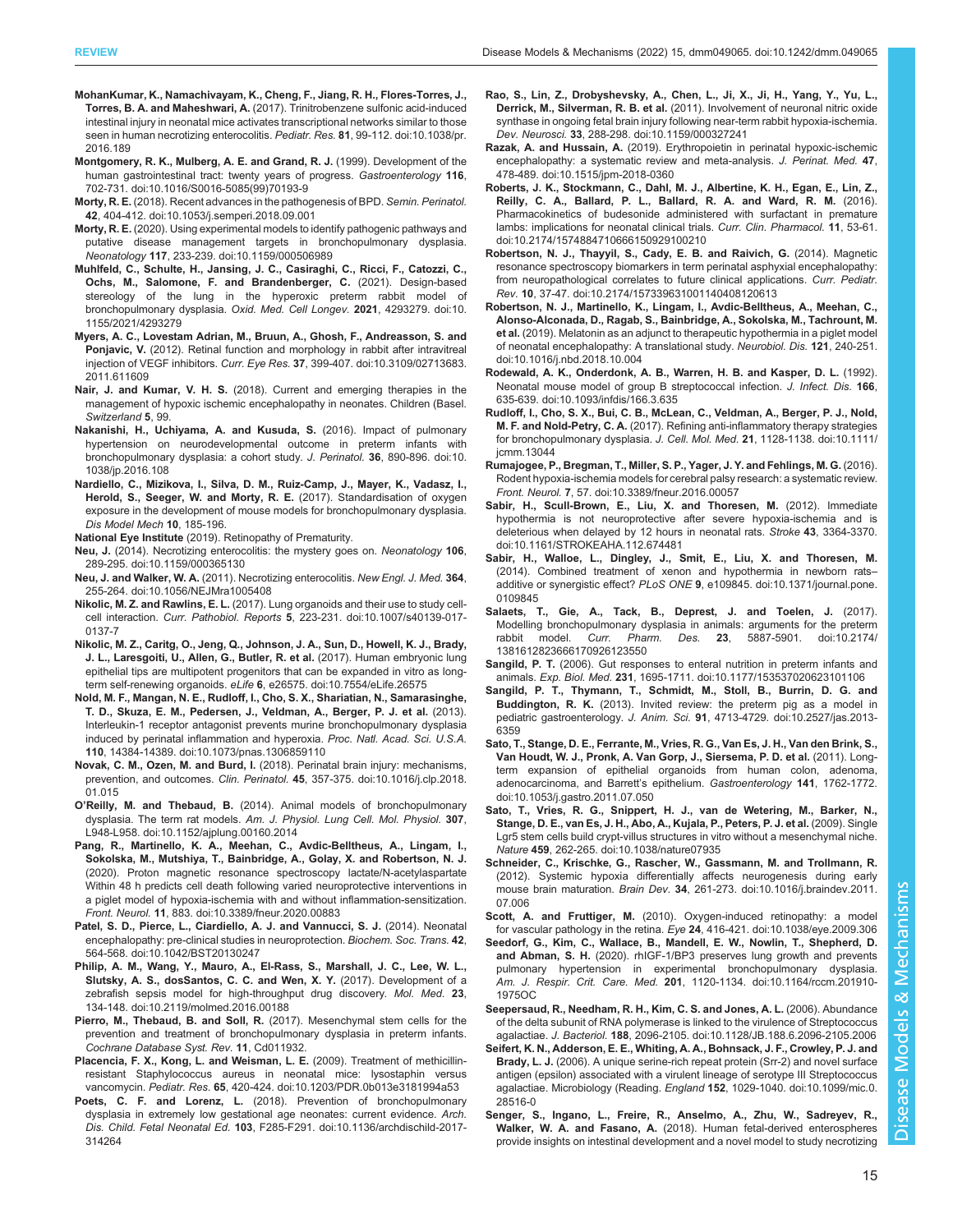**MohanKumar, K., Namachivayam, K., Cheng, F., Jiang, R. H., Flores-Torres, J., Torres, B. A. and Maheshwari, A.** (2017). Trinitrobenzene sulfonic acid-induced intestinal injury in neonatal mice activates transcriptional networks similar to those seen in human necrotizing enterocolitis. *Pediatr. Res.* **81**, 99-112. doi:10.1038/pr.2016.189

**Montgomery, R. K., Mulberg, A. E. and Grand, R. J.** (1999). Development of the human gastrointestinal tract: twenty years of progress. *Gastroenterology* **116**, 702-731. doi:10.1016/S0016-5085(99)70193-9

**Morty, R. E.** (2018). Recent advances in the pathogenesis of BPD. *Semin. Perinatol.* **42**, 404-412. doi:10.1053/j.semperi.2018.09.001

**Morty, R. E.** (2020). Using experimental models to identify pathogenic pathways and putative disease management targets in bronchopulmonary dysplasia. *Neonatology* **117**, 233-239. doi:10.1159/000506989

**Muhlfeld, C., Schulte, H., Jansing, J. C., Casiraghi, C., Ricci, F., Catozzi, C., Ochs, M., Salomone, F. and Brandenberger, C.** (2021). Design-based stereology of the lung in the hyperoxic preterm rabbit model of bronchopulmonary dysplasia. *Oxid. Med. Cell Longev.* **2021**, 4293279. doi:10.1155/2021/4293279

**Myers, A. C., Lovestam Adrian, M., Bruun, A., Ghosh, F., Andreasson, S. and Ponjavic, V.** (2012). Retinal function and morphology in rabbit after intravitreal injection of VEGF inhibitors. *Curr. Eye Res.* **37**, 399-407. doi:10.3109/02713683.2011.611609

**Nair, J. and Kumar, V. H. S.** (2018). Current and emerging therapies in the management of hypoxic ischemic encephalopathy in neonates. Children (Basel. Switzerland **5**, 99.

**Nakanishi, H., Uchiyama, A. and Kusuda, S.** (2016). Impact of pulmonary hypertension on neurodevelopmental outcome in preterm infants with bronchopulmonary dysplasia: a cohort study. *J. Perinatol.* **36**, 890-896. doi:10.1038/jp.2016.108

**Nardiello, C., Mizikova, I., Silva, D. M., Ruiz-Camp, J., Mayer, K., Vadasz, I., Herold, S., Seeger, W. and Morty, R. E.** (2017). Standardisation of oxygen exposure in the development of mouse models for bronchopulmonary dysplasia. *Dis Model Mech* **10**, 185-196.

**National Eye Institute** (2019). Retinopathy of Prematurity.

**Neu, J.** (2014). Necrotizing enterocolitis: the mystery goes on. *Neonatology* **106**, 289-295. doi:10.1159/000365130

**Neu, J. and Walker, W. A.** (2011). Necrotizing enterocolitis. *New Engl. J. Med.* **364**, 255-264. doi:10.1056/NEJMra1005408

**Nikolic, M. Z. and Rawlins, E. L.** (2017). Lung organoids and their use to study cell-cell interaction. *Curr. Pathobiol. Reports* **5**, 223-231. doi:10.1007/s40139-017-0137-7

**Nikolic, M. Z., Caritg, O., Jeng, Q., Johnson, J. A., Sun, D., Howell, K. J., Brady, J. L., Laresgoiti, U., Allen, G., Butler, R. et al.** (2017). Human embryonic lung epithelial tips are multipotent progenitors that can be expanded in vitro as long-term self-renewing organoids. *eLife* **6**, e26575. doi:10.7554/eLife.26575

**Nold, M. F., Mangan, N. E., Rudloff, I., Cho, S. X., Shariatian, N., Samarasinghe, T. D., Skuza, E. M., Pedersen, J., Veldman, A., Berger, P. J. et al.** (2013). Interleukin-1 receptor antagonist prevents murine bronchopulmonary dysplasia induced by perinatal inflammation and hyperoxia. *Proc. Natl. Acad. Sci. U.S.A.* **110**, 14384-14389. doi:10.1073/pnas.1306859110

**Novak, C. M., Ozen, M. and Burd, I.** (2018). Perinatal brain injury: mechanisms, prevention, and outcomes. *Clin. Perinatol.* **45**, 357-375. doi:10.1016/j.clp.2018.01.015

**O'Reilly, M. and Thebaud, B.** (2014). Animal models of bronchopulmonary dysplasia. The term rat models. *Am. J. Physiol. Lung Cell. Mol. Physiol.* **307**, L948-L958. doi:10.1152/ajplung.00160.2014

**Pang, R., Martinello, K. A., Meehan, C., Avdic-Belltheus, A., Lingam, I., Sokolska, M., Mutshiya, T., Bainbridge, A., Golay, X. and Robertson, N. J.** (2020). Proton magnetic resonance spectroscopy lactate/N-acetylaspartate Within 48 h predicts cell death following varied neuroprotective interventions in a piglet model of hypoxia-ischemia with and without inflammation-sensitization. *Front. Neurol.* **11**, 883. doi:10.3389/fneur.2020.00883

**Patel, S. D., Pierce, L., Ciardiello, A. J. and Vannucci, S. J.** (2014). Neonatal encephalopathy: pre-clinical studies in neuroprotection. *Biochem. Soc. Trans.* **42**, 564-568. doi:10.1042/BST20130247

**Philip, A. M., Wang, Y., Mauro, A., El-Rass, S., Marshall, J. C., Lee, W. L., Slutsky, A. S., dosSantos, C. C. and Wen, X. Y.** (2017). Development of a zebrafish sepsis model for high-throughput drug discovery. *Mol. Med.* **23**, 134-148. doi:10.2119/molmed.2016.00188

**Pierro, M., Thebaud, B. and Soll, R.** (2017). Mesenchymal stem cells for the prevention and treatment of bronchopulmonary dysplasia in preterm infants. *Cochrane Database Syst. Rev.* **11**, Cd011932.

**Placencia, F. X., Kong, L. and Weisman, L. E.** (2009). Treatment of methicillin-resistant Staphylococcus aureus in neonatal mice: lysostaphin versus vancomycin. *Pediatr. Res.* **65**, 420-424. doi:10.1203/PDR.0b013e3181994a53

**Poets, C. F. and Lorenz, L.** (2018). Prevention of bronchopulmonary dysplasia in extremely low gestational age neonates: current evidence. *Arch. Dis. Child. Fetal Neonatal Ed.* **103**, F285-F291. doi:10.1136/archdischild-2017-314264

**Rao, S., Lin, Z., Drobyshevsky, A., Chen, L., Ji, X., Ji, H., Yang, Y., Yu, L., Derrick, M., Silverman, R. B. et al.** (2011). Involvement of neuronal nitric oxide synthase in ongoing fetal brain injury following near-term rabbit hypoxia-ischemia. *Dev. Neurosci.* **33**, 288-298. doi:10.1159/000327241

**Razak, A. and Hussain, A.** (2019). Erythropoietin in perinatal hypoxic-ischemic encephalopathy: a systematic review and meta-analysis. *J. Perinat. Med.* **47**, 478-489. doi:10.1515/jpm-2018-0360

**Roberts, J. K., Stockmann, C., Dahl, M. J., Albertine, K. H., Egan, E., Lin, Z., Reilly, C. A., Ballard, P. L., Ballard, R. A. and Ward, R. M.** (2016). Pharmacokinetics of budesonide administered with surfactant in premature lambs: implications for neonatal clinical trials. *Curr. Clin. Pharmacol.* **11**, 53-61. doi:10.2174/1574884710666150929100210

**Robertson, N. J., Thayyil, S., Cady, E. B. and Raivich, G.** (2014). Magnetic resonance spectroscopy biomarkers in term perinatal asphyxial encephalopathy: from neuropathological correlates to future clinical applications. *Curr. Pediatr. Rev.* **10**, 37-47. doi:10.2174/157339631001140408120613

**Robertson, N. J., Martinello, K., Lingam, I., Avdic-Belltheus, A., Meehan, C., Alonso-Alconada, D., Ragab, S., Bainbridge, A., Sokolska, M., Tachrount, M. et al.** (2019). Melatonin as an adjunct to therapeutic hypothermia in a piglet model of neonatal encephalopathy: A translational study. *Neurobiol. Dis.* **121**, 240-251. doi:10.1016/j.nbd.2018.10.004

**Rodewald, A. K., Onderdonk, A. B., Warren, H. B. and Kasper, D. L.** (1992). Neonatal mouse model of group B streptococcal infection. *J. Infect. Dis.* **166**, 635-639. doi:10.1093/infdis/166.3.635

**Rudloff, I., Cho, S. X., Bui, C. B., McLean, C., Veldman, A., Berger, P. J., Nold, M. F. and Nold-Petry, C. A.** (2017). Refining anti-inflammatory therapy strategies for bronchopulmonary dysplasia. *J. Cell. Mol. Med.* **21**, 1128-1138. doi:10.1111/jcmm.13044

**Rumajogee, P., Bregman, T., Miller, S. P., Yager, J. Y. and Fehlings, M. G.** (2016). Rodent hypoxia-ischemia models for cerebral palsy research: a systematic review. *Front. Neurol.* **7**, 57. doi:10.3389/fneur.2016.00057

**Sabir, H., Scull-Brown, E., Liu, X. and Thoresen, M.** (2012). Immediate hypothermia is not neuroprotective after severe hypoxia-ischemia and is deleterious when delayed by 12 hours in neonatal rats. *Stroke* **43**, 3364-3370. doi:10.1161/STROKEAHA.112.674481

**Sabir, H., Walloe, L., Dingley, J., Smit, E., Liu, X. and Thoresen, M.** (2014). Combined treatment of xenon and hypothermia in newborn rats–additive or synergistic effect? *PLoS ONE* **9**, e109845. doi:10.1371/journal.pone.0109845

**Salaets, T., Gie, A., Tack, B., Deprest, J. and Toelen, J.** (2017). Modelling bronchopulmonary dysplasia in animals: arguments for the preterm rabbit model. *Curr. Pharm. Des.* **23**, 5887-5901. doi:10.2174/1381612823666170926123550

**Sangild, P. T.** (2006). Gut responses to enteral nutrition in preterm infants and animals. *Exp. Biol. Med.* **231**, 1695-1711. doi:10.1177/153537020623101106

**Sangild, P. T., Thymann, T., Schmidt, M., Stoll, B., Burrin, D. G. and Buddington, R. K.** (2013). Invited review: the preterm pig as a model in pediatric gastroenterology. *J. Anim. Sci.* **91**, 4713-4729. doi:10.2527/jas.2013-6359

**Sato, T., Stange, D. E., Ferrante, M., Vries, R. G., Van Es, J. H., Van den Brink, S., Van Houdt, W. J., Pronk, A. Van Gorp, J., Siersema, P. D. et al.** (2011). Long-term expansion of epithelial organoids from human colon, adenoma, adenocarcinoma, and Barrett's epithelium. *Gastroenterology* **141**, 1762-1772. doi:10.1053/j.gastro.2011.07.050

**Sato, T., Vries, R. G., Snippert, H. J., van de Wetering, M., Barker, N., Stange, D. E., van Es, J. H., Abo, A., Kujala, P., Peters, P. J. et al.** (2009). Single Lgr5 stem cells build crypt-villus structures in vitro without a mesenchymal niche. *Nature* **459**, 262-265. doi:10.1038/nature07935

**Schneider, C., Krischke, G., Rascher, W., Gassmann, M. and Trollmann, R.** (2012). Systemic hypoxia differentially affects neurogenesis during early mouse brain maturation. *Brain Dev.* **34**, 261-273. doi:10.1016/j.braindev.2011.07.006

**Scott, A. and Fruttiger, M.** (2010). Oxygen-induced retinopathy: a model for vascular pathology in the retina. *Eye* **24**, 416-421. doi:10.1038/eye.2009.306

**Seedorf, G., Kim, C., Wallace, B., Mandell, E. W., Nowlin, T., Shepherd, D. and Abman, S. H.** (2020). rhIGF-1/BP3 preserves lung growth and prevents pulmonary hypertension in experimental bronchopulmonary dysplasia. *Am. J. Respir. Crit. Care. Med.* **201**, 1120-1134. doi:10.1164/rccm.201910-1975OC

**Seepersaud, R., Needham, R. H., Kim, C. S. and Jones, A. L.** (2006). Abundance of the delta subunit of RNA polymerase is linked to the virulence of Streptococcus agalactiae. *J. Bacteriol.* **188**, 2096-2105. doi:10.1128/JB.188.6.2096-2105.2006

**Seifert, K. N., Adderson, E. E., Whiting, A. A., Bohnsack, J. F., Crowley, P. J. and Brady, L. J.** (2006). A unique serine-rich repeat protein (Srr-2) and novel surface antigen (epsilon) associated with a virulent lineage of serotype III Streptococcus agalactiae. Microbiology (Reading. *England* **152**, 1029-1040. doi:10.1099/mic.0.28516-0

**Senger, S., Ingano, L., Freire, R., Anselmo, A., Zhu, W., Sadreyev, R., Walker, W. A. and Fasano, A.** (2018). Human fetal-derived enterospheres provide insights on intestinal development and a novel model to study necrotizing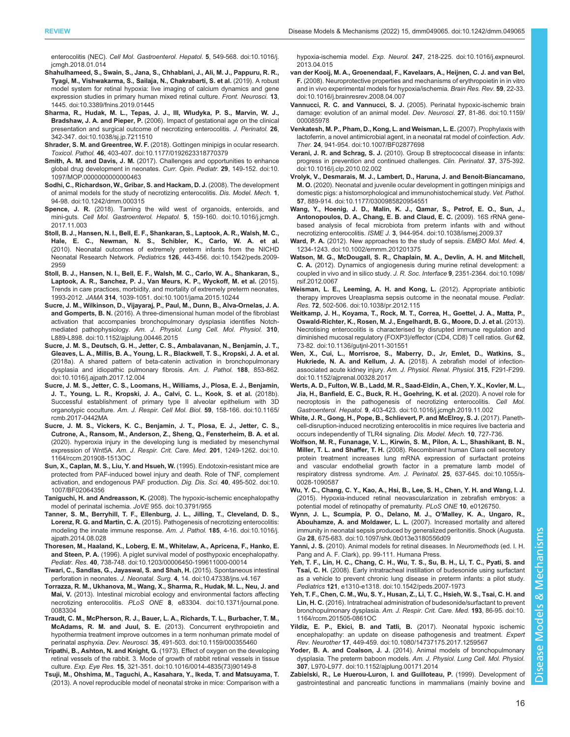enterocolitis (NEC). *Cell Mol. Gastroenterol. Hepatol.* **5**, 549-568. doi:10.1016/j.jcmgh.2018.01.014

**Shahulhameed, S., Swain, S., Jana, S., Chhablani, J., Ali, M. J., Pappuru, R. R., Tyagi, M., Vishwakarma, S., Sailaja, N., Chakrabarti, S. et al.** (2019). A robust model system for retinal hypoxia: live imaging of calcium dynamics and gene expression studies in primary human mixed retinal culture. *Front. Neurosci.* **13**, 1445. doi:10.3389/fnins.2019.01445

**Sharma, R., Hudak, M. L., Tepas, J. J., III, Wludyka, P. S., Marvin, W. J., Bradshaw, J. A. and Pieper, P.** (2006). Impact of gestational age on the clinical presentation and surgical outcome of necrotizing enterocolitis. *J. Perinatol.* **26**, 342-347. doi:10.1038/sj.jp.7211510

**Shrader, S. M. and Greentree, W. F.** (2018). Gottingen minipigs in ocular research. *Toxicol. Pathol.* **46**, 403-407. doi:10.1177/0192623318770379

**Smith, A. M. and Davis, J. M.** (2017). Challenges and opportunities to enhance global drug development in neonates. *Curr. Opin. Pediatr.* **29**, 149-152. doi:10.1097/MOP.0000000000000463

**Sodhi, C., Richardson, W., Gribar, S. and Hackam, D. J.** (2008). The development of animal models for the study of necrotizing enterocolitis. *Dis. Model. Mech.* **1**, 94-98. doi:10.1242/dmm.000315

**Spence, J. R.** (2018). Taming the wild west of organoids, enteroids, and mini-guts. *Cell Mol. Gastroenterol. Hepatol.* **5**, 159-160. doi:10.1016/j.jcmgh.2017.11.003

**Stoll, B. J., Hansen, N. I., Bell, E. F., Shankaran, S., Laptook, A. R., Walsh, M. C., Hale, E. C., Newman, N. S., Schibler, K., Carlo, W. A. et al.** (2010). Neonatal outcomes of extremely preterm infants from the NICHD Neonatal Research Network. *Pediatrics* **126**, 443-456. doi:10.1542/peds.2009-2959

**Stoll, B. J., Hansen, N. I., Bell, E. F., Walsh, M. C., Carlo, W. A., Shankaran, S., Laptook, A. R., Sanchez, P. J., Van Meurs, K. P., Wyckoff, M. et al.** (2015). Trends in care practices, morbidity, and mortality of extremely preterm neonates, 1993-2012. *JAMA* **314**, 1039-1051. doi:10.1001/jama.2015.10244

**Sucre, J. M., Wilkinson, D., Vijayaraj, P., Paul, M., Dunn, B., Alva-Ornelas, J. A. and Gomperts, B. N.** (2016). A three-dimensional human model of the fibroblast activation that accompanies bronchopulmonary dysplasia identifies Notch-mediated pathophysiology. *Am. J. Physiol. Lung Cell. Mol. Physiol.* **310**, L889-L898. doi:10.1152/ajplung.00446.2015

**Sucre, J. M. S., Deutsch, G. H., Jetter, C. S., Ambalavanan, N., Benjamin, J. T., Gleaves, L. A., Millis, B. A., Young, L. R., Blackwell, T. S., Kropski, J. A. et al.** (2018a). A shared pattern of beta-catenin activation in bronchopulmonary dysplasia and idiopathic pulmonary fibrosis. *Am. J. Pathol.* **188**, 853-862. doi:10.1016/j.ajpath.2017.12.004

**Sucre, J. M. S., Jetter, C. S., Loomans, H., Williams, J., Plosa, E. J., Benjamin, J. T., Young, L. R., Kropski, J. A., Calvi, C. L., Kook, S. et al.** (2018b). Successful establishment of primary type II alveolar epithelium with 3D organotypic coculture. *Am. J. Respir. Cell Mol. Biol.* **59**, 158-166. doi:10.1165/rcmb.2017-0442MA

**Sucre, J. M. S., Vickers, K. C., Benjamin, J. T., Plosa, E. J., Jetter, C. S., Cutrone, A., Ransom, M., Anderson, Z., Sheng, Q., Fensterheim, B. A. et al.** (2020). hyperoxia injury in the developing lung is mediated by mesenchymal expression of Wnt5A. *Am. J. Respir. Crit. Care. Med.* **201**, 1249-1262. doi:10.1164/rccm.201908-1513OC

**Sun, X., Caplan, M. S., Liu, Y. and Hsueh, W.** (1995). Endotoxin-resistant mice are protected from PAF-induced bowel injury and death. Role of TNF, complement activation, and endogenous PAF production. *Dig. Dis. Sci.* **40**, 495-502. doi:10.1007/BF02064356

**Taniguchi, H. and Andreasson, K.** (2008). The hypoxic-ischemic encephalopathy model of perinatal ischemia. *JoVE* 955. doi:10.3791/955

**Tanner, S. M., Berryhill, T. F., Ellenburg, J. L., Jilling, T., Cleveland, D. S., Lorenz, R. G. and Martin, C. A.** (2015). Pathogenesis of necrotizing enterocolitis: modeling the innate immune response. *Am. J. Pathol.* **185**, 4-16. doi:10.1016/j.ajpath.2014.08.028

**Thoresen, M., Haaland, K., Loberg, E. M., Whitelaw, A., Apricena, F., Hanko, E. and Steen, P. A.** (1996). A piglet survival model of posthypoxic encephalopathy. *Pediatr. Res.* **40**, 738-748. doi:10.1203/00006450-199611000-00014

**Tiwari, C., Sandlas, G., Jayaswal, S. and Shah, H.** (2015). Spontaneous intestinal perforation in neonates. *J. Neonatal. Surg.* **4**, 14. doi:10.47338/jns.v4.167

**Torrazza, R. M., Ukhanova, M., Wang, X., Sharma, R., Hudak, M. L., Neu, J. and Mai, V.** (2013). Intestinal microbial ecology and environmental factors affecting necrotizing enterocolitis. *PLoS ONE* **8**, e83304. doi:10.1371/journal.pone.0083304

**Traudt, C. M., McPherson, R. J., Bauer, L. A., Richards, T. L., Burbacher, T. M., McAdams, R. M. and Juul, S. E.** (2013). Concurrent erythropoietin and hypothermia treatment improve outcomes in a term nonhuman primate model of perinatal asphyxia. *Dev. Neurosci.* **35**, 491-503. doi:10.1159/000355460

**Tripathi, B., Ashton, N. and Knight, G.** (1973). Effect of oxygen on the developing retinal vessels of the rabbit. 3. Mode of growth of rabbit retinal vessels in tissue culture. *Exp. Eye Res.* **15**, 321-351. doi:10.1016/0014-4835(73)90149-8

**Tsuji, M., Ohshima, M., Taguchi, A., Kasahara, Y., Ikeda, T. and Matsuyama, T.** (2013). A novel reproducible model of neonatal stroke in mice: Comparison with a hypoxia-ischemia model. *Exp. Neurol.* **247**, 218-225. doi:10.1016/j.expneurol.2013.04.015

**van der Kooij, M. A., Groenendaal, F., Kavelaars, A., Heijnen, C. J. and van Bel, F.** (2008). Neuroprotective properties and mechanisms of erythropoietin in in vitro and in vivo experimental models for hypoxia/ischemia. *Brain Res. Rev.* **59**, 22-33. doi:10.1016/j.brainresrev.2008.04.007

**Vannucci, R. C. and Vannucci, S. J.** (2005). Perinatal hypoxic-ischemic brain damage: evolution of an animal model. *Dev. Neurosci.* **27**, 81-86. doi:10.1159/000085978

**Venkatesh, M. P., Pham, D., Kong, L. and Weisman, L. E.** (2007). Prophylaxis with lactoferrin, a novel antimicrobial agent, in a neonatal rat model of coinfection. *Adv. Ther.* **24**, 941-954. doi:10.1007/BF02877698

**Verani, J. R. and Schrag, S. J.** (2010). Group B streptococcal disease in infants: progress in prevention and continued challenges. *Clin. Perinatol.* **37**, 375-392. doi:10.1016/j.clp.2010.02.002

**Vrolyk, V., Desmarais, M. J., Lambert, D., Haruna, J. and Benoit-Biancamano, M. O.** (2020). Neonatal and juvenile ocular development in gottingen minipigs and domestic pigs: a histomorphological and immunohistochemical study. *Vet. Pathol.* **57**, 889-914. doi:10.1177/0300985820954551

**Wang, Y., Hoenig, J. D., Malin, K. J., Qamar, S., Petrof, E. O., Sun, J., Antonopoulos, D. A., Chang, E. B. and Claud, E. C.** (2009). 16S rRNA gene-based analysis of fecal microbiota from preterm infants with and without necrotizing enterocolitis. *ISME J.* **3**, 944-954. doi:10.1038/ismej.2009.37

**Ward, P. A.** (2012). New approaches to the study of sepsis. *EMBO Mol. Med.* **4**, 1234-1243. doi:10.1002/emmm.201201375

**Watson, M. G., McDougall, S. R., Chaplain, M. A., Devlin, A. H. and Mitchell, C. A.** (2012). Dynamics of angiogenesis during murine retinal development: a coupled in vivo and in silico study. *J. R. Soc. Interface* **9**, 2351-2364. doi:10.1098/rsif.2012.0067

**Weisman, L. E., Leeming, A. H. and Kong, L.** (2012). Appropriate antibiotic therapy improves Ureaplasma sepsis outcome in the neonatal mouse. *Pediatr. Res.* **72**, 502-506. doi:10.1038/pr.2012.115

**Weitkamp, J. H., Koyama, T., Rock, M. T., Correa, H., Goettel, J. A., Matta, P., Oswald-Richter, K., Rosen, M. J., Engelhardt, B. G., Moore, D. J. et al.** (2013). Necrotising enterocolitis is characterised by disrupted immune regulation and diminished mucosal regulatory (FOXP3)/effector (CD4, CD8) T cell ratios. *Gut* **62**, 73-82. doi:10.1136/gutjnl-2011-301551

**Wen, X., Cui, L., Morrisroe, S., Maberry, D., Jr, Emlet, D., Watkins, S., Hukriede, N. A. and Kellum, J. A.** (2018). A zebrafish model of infection-associated acute kidney injury. *Am. J. Physiol. Renal. Physiol.* **315**, F291-F299. doi:10.1152/ajprenal.00328.2017

**Werts, A. D., Fulton, W. B., Ladd, M. R., Saad-Eldin, A., Chen, Y. X., Kovler, M. L., Jia, H., Banfield, E. C., Buck, R. H., Goehring, K. et al.** (2020). A novel role for necroptosis in the pathogenesis of necrotizing enterocolitis. *Cell Mol. Gastroenterol. Hepatol.* **9**, 403-423. doi:10.1016/j.jcmgh.2019.11.002

**White, J. R., Gong, H., Pope, B., Schlievert, P. and McElroy, S. J.** (2017). Paneth-cell-disruption-induced necrotizing enterocolitis in mice requires live bacteria and occurs independently of TLR4 signaling. *Dis. Model. Mech.* **10**, 727-736.

**Wolfson, M. R., Funanage, V. L., Kirwin, S. M., Pilon, A. L., Shashikant, B. N., Miller, T. L. and Shaffer, T. H.** (2008). Recombinant human Clara cell secretory protein treatment increases lung mRNA expression of surfactant proteins and vascular endothelial growth factor in a premature lamb model of respiratory distress syndrome. *Am. J. Perinatol.* **25**, 637-645. doi:10.1055/s-0028-1090587

**Wu, Y. C., Chang, C. Y., Kao, A., Hsi, B., Lee, S. H., Chen, Y. H. and Wang, I. J.** (2015). Hypoxia-induced retinal neovascularization in zebrafish embryos: a potential model of retinopathy of prematurity. *PLoS ONE* **10**, e0126750.

**Wynn, J. L., Scumpia, P. O., Delano, M. J., O'Malley, K. A., Ungaro, R., Abouhamze, A. and Moldawer, L. L.** (2007). Increased mortality and altered immunity in neonatal sepsis produced by generalized peritonitis. Shock (Augusta. Ga **28**, 675-683. doi:10.1097/shk.0b013e3180556d09

**Yanni, J. S.** (2010). Animal models for retinal diseases. In *Neuromethods* (ed. I. H. Pang and A. F. Clark), pp. 99-111. Humana Press.

**Yeh, T. F., Lin, H. C., Chang, C. H., Wu, T. S., Su, B. H., Li, T. C., Pyati, S. and Tsai, C. H.** (2008). Early intratracheal instillation of budesonide using surfactant as a vehicle to prevent chronic lung disease in preterm infants: a pilot study. *Pediatrics* **121**, e1310-e1318. doi:10.1542/peds.2007-1973

**Yeh, T. F., Chen, C. M., Wu, S. Y., Husan, Z., Li, T. C., Hsieh, W. S., Tsai, C. H. and Lin, H. C.** (2016). Intratracheal administration of budesonide/surfactant to prevent bronchopulmonary dysplasia. *Am. J. Respir. Crit. Care Med.* **193**, 86-95. doi:10.1164/rccm.201505-0861OC

**Yildiz, E. P., Ekici, B. and Tatli, B.** (2017). Neonatal hypoxic ischemic encephalopathy: an update on disease pathogenesis and treatment. *Expert Rev. Neurother* **17**, 449-459. doi:10.1080/14737175.2017.1259567

**Yoder, B. A. and Coalson, J. J.** (2014). Animal models of bronchopulmonary dysplasia. The preterm baboon models. *Am. J. Physiol. Lung Cell. Mol. Physiol.* **307**, L970-L977. doi:10.1152/ajplung.00171.2014

**Zabielski, R., Le Huerou-Luron, I. and Guilloteau, P.** (1999). Development of gastrointestinal and pancreatic functions in mammalians (mainly bovine and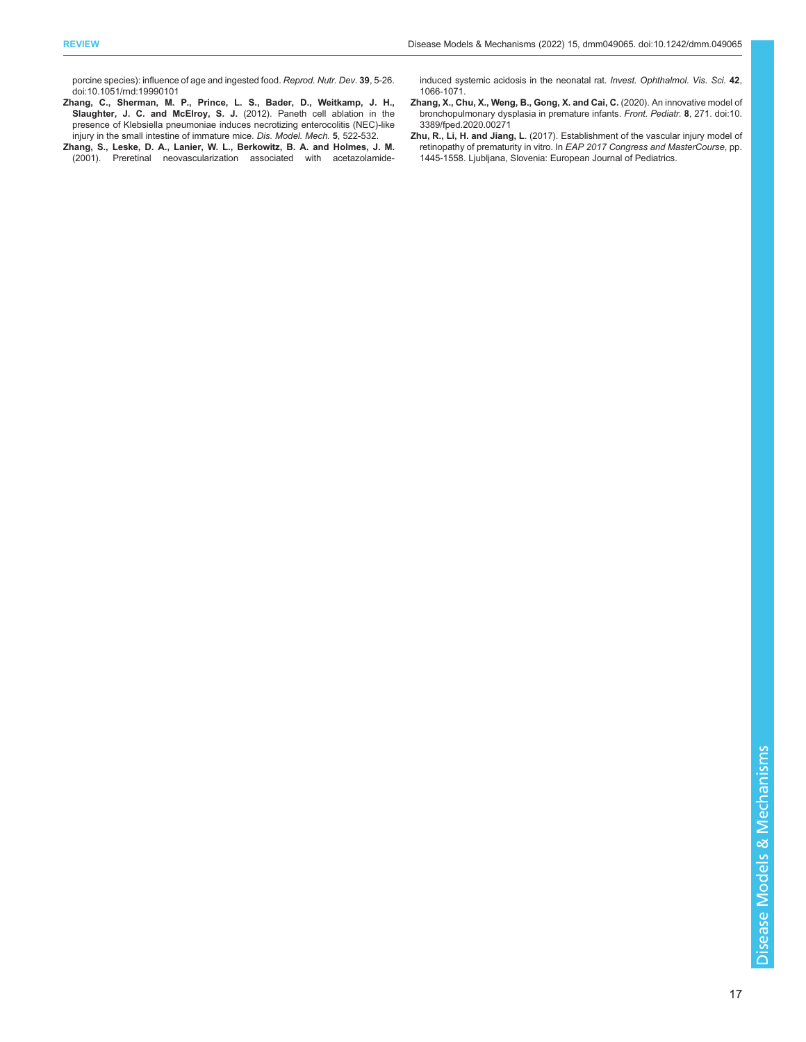porcine species): influence of age and ingested food. *Reprod. Nutr. Dev*. **39**, 5-26. doi:10.1051/rnd:19990101

**Zhang, C., Sherman, M. P., Prince, L. S., Bader, D., Weitkamp, J. H., Slaughter, J. C. and McElroy, S. J.** (2012). Paneth cell ablation in the presence of Klebsiella pneumoniae induces necrotizing enterocolitis (NEC)-like injury in the small intestine of immature mice. *Dis. Model. Mech.* **5**, 522-532.

**Zhang, S., Leske, D. A., Lanier, W. L., Berkowitz, B. A. and Holmes, J. M.** (2001). Preretinal neovascularization associated with acetazolamide-induced systemic acidosis in the neonatal rat. *Invest. Ophthalmol. Vis. Sci.* **42**, 1066-1071.

**Zhang, X., Chu, X., Weng, B., Gong, X. and Cai, C.** (2020). An innovative model of bronchopulmonary dysplasia in premature infants. *Front. Pediatr.* **8**, 271. doi:10.3389/fped.2020.00271

**Zhu, R., Li, H. and Jiang, L**. (2017). Establishment of the vascular injury model of retinopathy of prematurity in vitro. In *EAP 2017 Congress and MasterCourse*, pp. 1445-1558. Ljubljana, Slovenia: European Journal of Pediatrics.